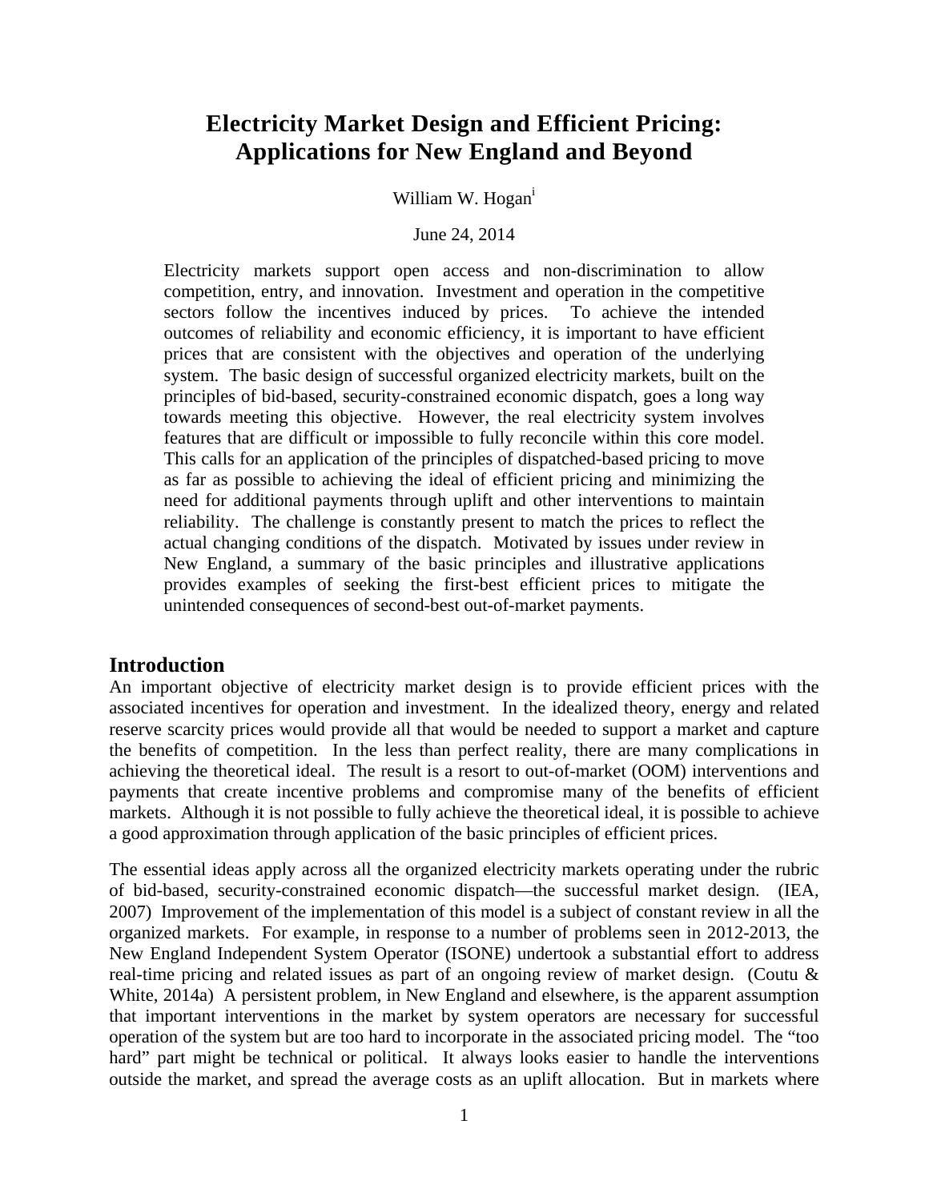# Electricity Market Design and Efficient Pricing: Applications for New England and Beyond

William W. Hogan[i]

June 24, 2014

Electricity markets support open access and non-discrimination to allow competition, entry, and innovation. Investment and operation in the competitive sectors follow the incentives induced by prices. To achieve the intended outcomes of reliability and economic efficiency, it is important to have efficient prices that are consistent with the objectives and operation of the underlying system. The basic design of successful organized electricity markets, built on the principles of bid-based, security-constrained economic dispatch, goes a long way towards meeting this objective. However, the real electricity system involves features that are difficult or impossible to fully reconcile within this core model. This calls for an application of the principles of dispatched-based pricing to move as far as possible to achieving the ideal of efficient pricing and minimizing the need for additional payments through uplift and other interventions to maintain reliability. The challenge is constantly present to match the prices to reflect the actual changing conditions of the dispatch. Motivated by issues under review in New England, a summary of the basic principles and illustrative applications provides examples of seeking the first-best efficient prices to mitigate the unintended consequences of second-best out-of-market payments.

## Introduction

An important objective of electricity market design is to provide efficient prices with the associated incentives for operation and investment. In the idealized theory, energy and related reserve scarcity prices would provide all that would be needed to support a market and capture the benefits of competition. In the less than perfect reality, there are many complications in achieving the theoretical ideal. The result is a resort to out-of-market (OOM) interventions and payments that create incentive problems and compromise many of the benefits of efficient markets. Although it is not possible to fully achieve the theoretical ideal, it is possible to achieve a good approximation through application of the basic principles of efficient prices.

The essential ideas apply across all the organized electricity markets operating under the rubric of bid-based, security-constrained economic dispatch—the successful market design. (IEA, 2007) Improvement of the implementation of this model is a subject of constant review in all the organized markets. For example, in response to a number of problems seen in 2012-2013, the New England Independent System Operator (ISONE) undertook a substantial effort to address real-time pricing and related issues as part of an ongoing review of market design. (Coutu & White, 2014a) A persistent problem, in New England and elsewhere, is the apparent assumption that important interventions in the market by system operators are necessary for successful operation of the system but are too hard to incorporate in the associated pricing model. The "too hard" part might be technical or political. It always looks easier to handle the interventions outside the market, and spread the average costs as an uplift allocation. But in markets where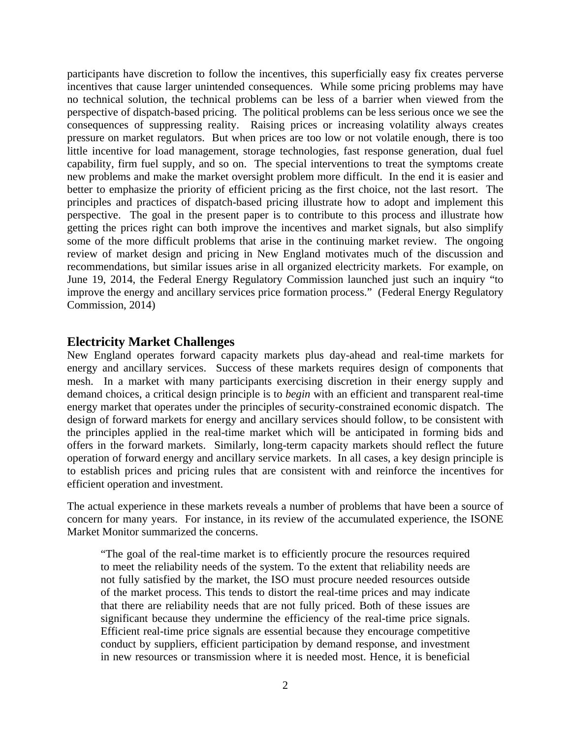participants have discretion to follow the incentives, this superficially easy fix creates perverse incentives that cause larger unintended consequences. While some pricing problems may have no technical solution, the technical problems can be less of a barrier when viewed from the perspective of dispatch-based pricing. The political problems can be less serious once we see the consequences of suppressing reality. Raising prices or increasing volatility always creates pressure on market regulators. But when prices are too low or not volatile enough, there is too little incentive for load management, storage technologies, fast response generation, dual fuel capability, firm fuel supply, and so on. The special interventions to treat the symptoms create new problems and make the market oversight problem more difficult. In the end it is easier and better to emphasize the priority of efficient pricing as the first choice, not the last resort. The principles and practices of dispatch-based pricing illustrate how to adopt and implement this perspective. The goal in the present paper is to contribute to this process and illustrate how getting the prices right can both improve the incentives and market signals, but also simplify some of the more difficult problems that arise in the continuing market review. The ongoing review of market design and pricing in New England motivates much of the discussion and recommendations, but similar issues arise in all organized electricity markets. For example, on June 19, 2014, the Federal Energy Regulatory Commission launched just such an inquiry "to improve the energy and ancillary services price formation process." (Federal Energy Regulatory Commission, 2014)

## Electricity Market Challenges

New England operates forward capacity markets plus day-ahead and real-time markets for energy and ancillary services. Success of these markets requires design of components that mesh. In a market with many participants exercising discretion in their energy supply and demand choices, a critical design principle is to *begin* with an efficient and transparent real-time energy market that operates under the principles of security-constrained economic dispatch. The design of forward markets for energy and ancillary services should follow, to be consistent with the principles applied in the real-time market which will be anticipated in forming bids and offers in the forward markets. Similarly, long-term capacity markets should reflect the future operation of forward energy and ancillary service markets. In all cases, a key design principle is to establish prices and pricing rules that are consistent with and reinforce the incentives for efficient operation and investment.

The actual experience in these markets reveals a number of problems that have been a source of concern for many years. For instance, in its review of the accumulated experience, the ISONE Market Monitor summarized the concerns.

> "The goal of the real-time market is to efficiently procure the resources required to meet the reliability needs of the system. To the extent that reliability needs are not fully satisfied by the market, the ISO must procure needed resources outside of the market process. This tends to distort the real-time prices and may indicate that there are reliability needs that are not fully priced. Both of these issues are significant because they undermine the efficiency of the real-time price signals. Efficient real-time price signals are essential because they encourage competitive conduct by suppliers, efficient participation by demand response, and investment in new resources or transmission where it is needed most. Hence, it is beneficial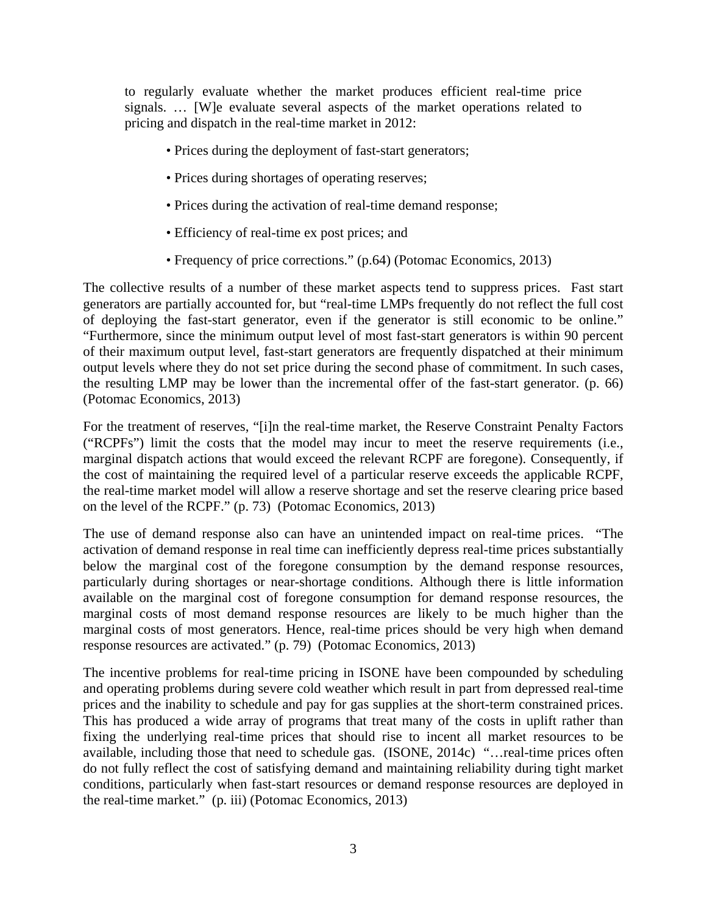> to regularly evaluate whether the market produces efficient real-time price signals. … [W]e evaluate several aspects of the market operations related to pricing and dispatch in the real-time market in 2012:
>
> - Prices during the deployment of fast-start generators;
> - Prices during shortages of operating reserves;
> - Prices during the activation of real-time demand response;
> - Efficiency of real-time ex post prices; and
> - Frequency of price corrections." (p.64) (Potomac Economics, 2013)

The collective results of a number of these market aspects tend to suppress prices. Fast start generators are partially accounted for, but "real-time LMPs frequently do not reflect the full cost of deploying the fast-start generator, even if the generator is still economic to be online." "Furthermore, since the minimum output level of most fast-start generators is within 90 percent of their maximum output level, fast-start generators are frequently dispatched at their minimum output levels where they do not set price during the second phase of commitment. In such cases, the resulting LMP may be lower than the incremental offer of the fast-start generator. (p. 66) (Potomac Economics, 2013)

For the treatment of reserves, "[i]n the real-time market, the Reserve Constraint Penalty Factors ("RCPFs") limit the costs that the model may incur to meet the reserve requirements (i.e., marginal dispatch actions that would exceed the relevant RCPF are foregone). Consequently, if the cost of maintaining the required level of a particular reserve exceeds the applicable RCPF, the real-time market model will allow a reserve shortage and set the reserve clearing price based on the level of the RCPF." (p. 73) (Potomac Economics, 2013)

The use of demand response also can have an unintended impact on real-time prices. "The activation of demand response in real time can inefficiently depress real-time prices substantially below the marginal cost of the foregone consumption by the demand response resources, particularly during shortages or near-shortage conditions. Although there is little information available on the marginal cost of foregone consumption for demand response resources, the marginal costs of most demand response resources are likely to be much higher than the marginal costs of most generators. Hence, real-time prices should be very high when demand response resources are activated." (p. 79) (Potomac Economics, 2013)

The incentive problems for real-time pricing in ISONE have been compounded by scheduling and operating problems during severe cold weather which result in part from depressed real-time prices and the inability to schedule and pay for gas supplies at the short-term constrained prices. This has produced a wide array of programs that treat many of the costs in uplift rather than fixing the underlying real-time prices that should rise to incent all market resources to be available, including those that need to schedule gas. (ISONE, 2014c) "…real-time prices often do not fully reflect the cost of satisfying demand and maintaining reliability during tight market conditions, particularly when fast-start resources or demand response resources are deployed in the real-time market." (p. iii) (Potomac Economics, 2013)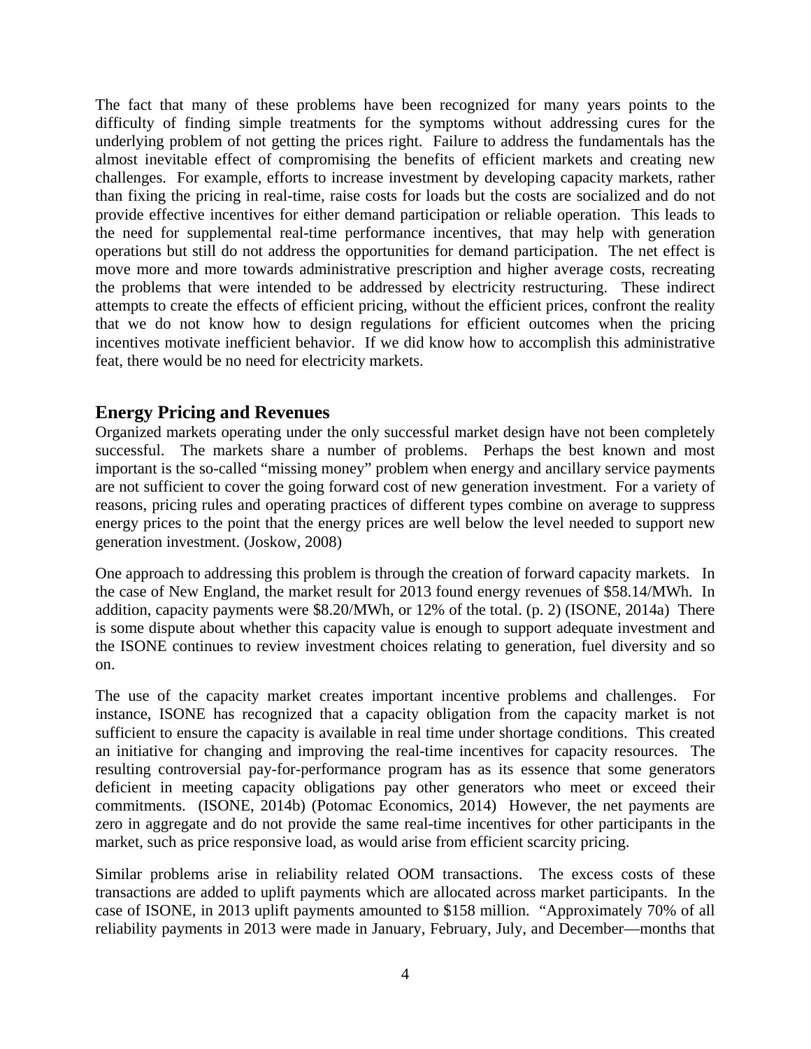The fact that many of these problems have been recognized for many years points to the difficulty of finding simple treatments for the symptoms without addressing cures for the underlying problem of not getting the prices right. Failure to address the fundamentals has the almost inevitable effect of compromising the benefits of efficient markets and creating new challenges. For example, efforts to increase investment by developing capacity markets, rather than fixing the pricing in real-time, raise costs for loads but the costs are socialized and do not provide effective incentives for either demand participation or reliable operation. This leads to the need for supplemental real-time performance incentives, that may help with generation operations but still do not address the opportunities for demand participation. The net effect is move more and more towards administrative prescription and higher average costs, recreating the problems that were intended to be addressed by electricity restructuring. These indirect attempts to create the effects of efficient pricing, without the efficient prices, confront the reality that we do not know how to design regulations for efficient outcomes when the pricing incentives motivate inefficient behavior. If we did know how to accomplish this administrative feat, there would be no need for electricity markets.

## Energy Pricing and Revenues

Organized markets operating under the only successful market design have not been completely successful. The markets share a number of problems. Perhaps the best known and most important is the so-called "missing money" problem when energy and ancillary service payments are not sufficient to cover the going forward cost of new generation investment. For a variety of reasons, pricing rules and operating practices of different types combine on average to suppress energy prices to the point that the energy prices are well below the level needed to support new generation investment. (Joskow, 2008)

One approach to addressing this problem is through the creation of forward capacity markets. In the case of New England, the market result for 2013 found energy revenues of $58.14/MWh. In addition, capacity payments were $8.20/MWh, or 12% of the total. (p. 2) (ISONE, 2014a) There is some dispute about whether this capacity value is enough to support adequate investment and the ISONE continues to review investment choices relating to generation, fuel diversity and so on.

The use of the capacity market creates important incentive problems and challenges. For instance, ISONE has recognized that a capacity obligation from the capacity market is not sufficient to ensure the capacity is available in real time under shortage conditions. This created an initiative for changing and improving the real-time incentives for capacity resources. The resulting controversial pay-for-performance program has as its essence that some generators deficient in meeting capacity obligations pay other generators who meet or exceed their commitments. (ISONE, 2014b) (Potomac Economics, 2014) However, the net payments are zero in aggregate and do not provide the same real-time incentives for other participants in the market, such as price responsive load, as would arise from efficient scarcity pricing.

Similar problems arise in reliability related OOM transactions. The excess costs of these transactions are added to uplift payments which are allocated across market participants. In the case of ISONE, in 2013 uplift payments amounted to $158 million. "Approximately 70% of all reliability payments in 2013 were made in January, February, July, and December—months that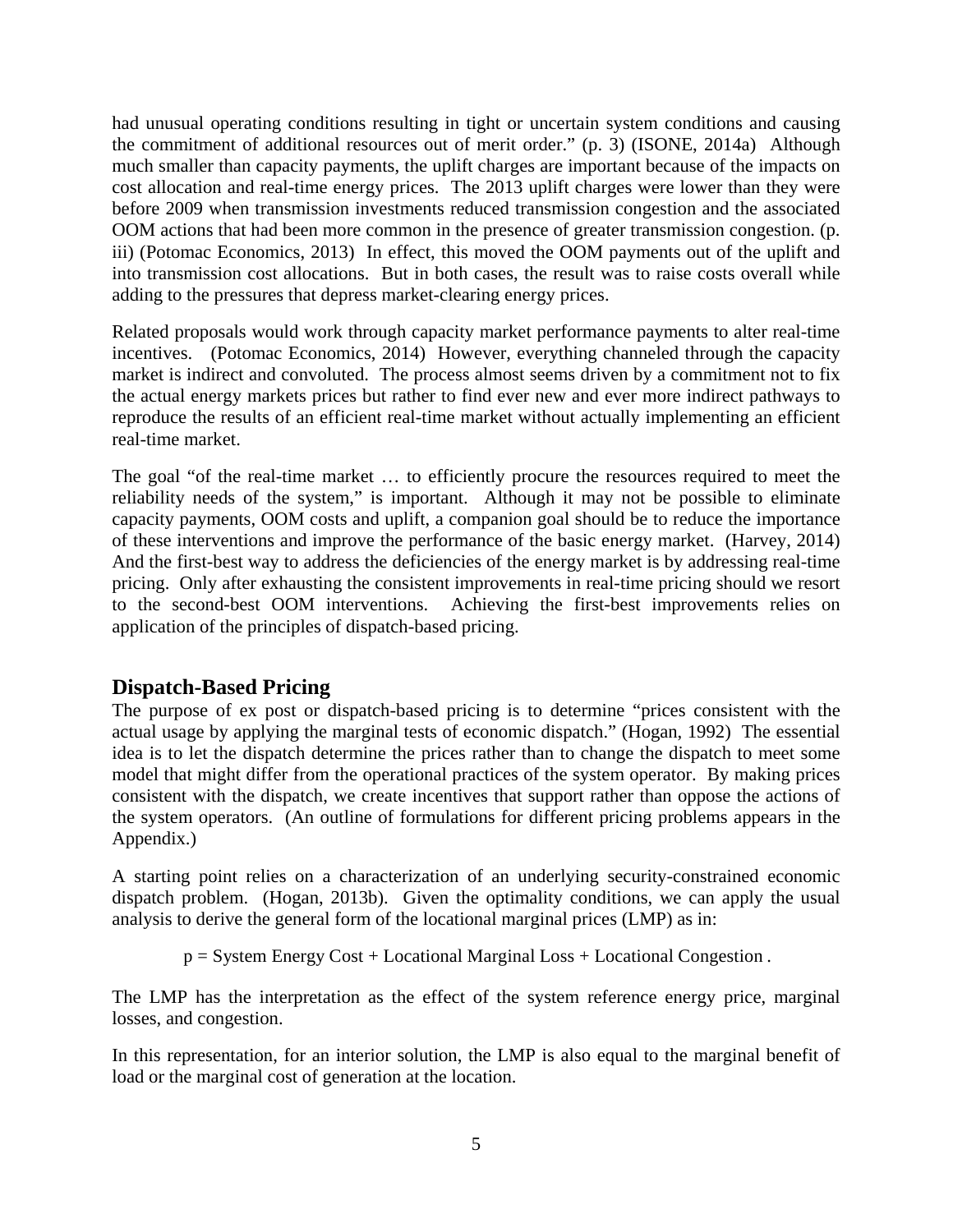had unusual operating conditions resulting in tight or uncertain system conditions and causing the commitment of additional resources out of merit order." (p. 3) (ISONE, 2014a) Although much smaller than capacity payments, the uplift charges are important because of the impacts on cost allocation and real-time energy prices. The 2013 uplift charges were lower than they were before 2009 when transmission investments reduced transmission congestion and the associated OOM actions that had been more common in the presence of greater transmission congestion. (p. iii) (Potomac Economics, 2013) In effect, this moved the OOM payments out of the uplift and into transmission cost allocations. But in both cases, the result was to raise costs overall while adding to the pressures that depress market-clearing energy prices.

Related proposals would work through capacity market performance payments to alter real-time incentives. (Potomac Economics, 2014) However, everything channeled through the capacity market is indirect and convoluted. The process almost seems driven by a commitment not to fix the actual energy markets prices but rather to find ever new and ever more indirect pathways to reproduce the results of an efficient real-time market without actually implementing an efficient real-time market.

The goal "of the real-time market … to efficiently procure the resources required to meet the reliability needs of the system," is important. Although it may not be possible to eliminate capacity payments, OOM costs and uplift, a companion goal should be to reduce the importance of these interventions and improve the performance of the basic energy market. (Harvey, 2014) And the first-best way to address the deficiencies of the energy market is by addressing real-time pricing. Only after exhausting the consistent improvements in real-time pricing should we resort to the second-best OOM interventions. Achieving the first-best improvements relies on application of the principles of dispatch-based pricing.

## Dispatch-Based Pricing

The purpose of ex post or dispatch-based pricing is to determine "prices consistent with the actual usage by applying the marginal tests of economic dispatch." (Hogan, 1992) The essential idea is to let the dispatch determine the prices rather than to change the dispatch to meet some model that might differ from the operational practices of the system operator. By making prices consistent with the dispatch, we create incentives that support rather than oppose the actions of the system operators. (An outline of formulations for different pricing problems appears in the Appendix.)

A starting point relies on a characterization of an underlying security-constrained economic dispatch problem. (Hogan, 2013b). Given the optimality conditions, we can apply the usual analysis to derive the general form of the locational marginal prices (LMP) as in:

$$p = \text{System Energy Cost} + \text{Locational Marginal Loss} + \text{Locational Congestion}.$$

The LMP has the interpretation as the effect of the system reference energy price, marginal losses, and congestion.

In this representation, for an interior solution, the LMP is also equal to the marginal benefit of load or the marginal cost of generation at the location.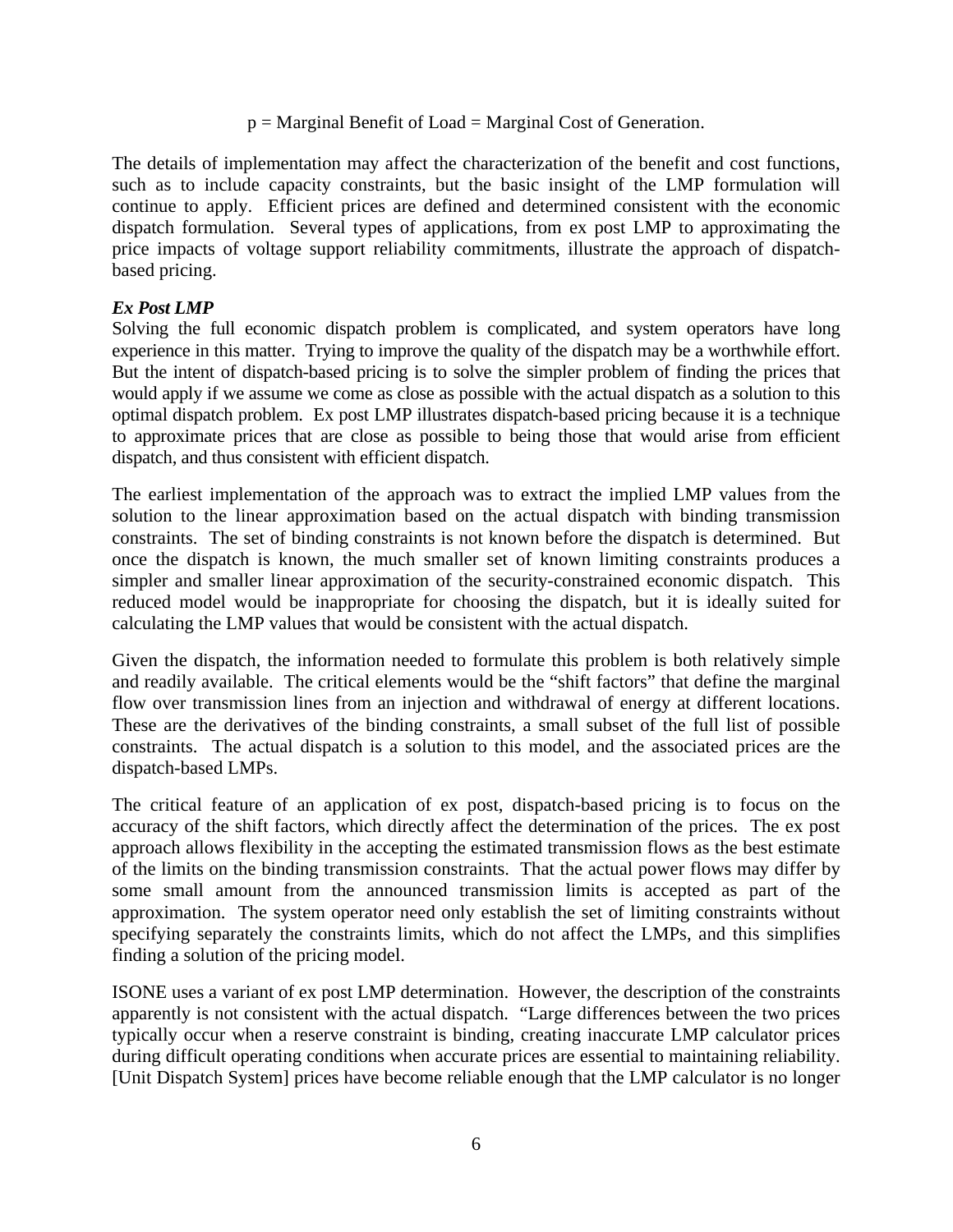$$p = \text{Marginal Benefit of Load} = \text{Marginal Cost of Generation}.$$

The details of implementation may affect the characterization of the benefit and cost functions, such as to include capacity constraints, but the basic insight of the LMP formulation will continue to apply. Efficient prices are defined and determined consistent with the economic dispatch formulation. Several types of applications, from ex post LMP to approximating the price impacts of voltage support reliability commitments, illustrate the approach of dispatch-based pricing.

***Ex Post LMP***

Solving the full economic dispatch problem is complicated, and system operators have long experience in this matter. Trying to improve the quality of the dispatch may be a worthwhile effort. But the intent of dispatch-based pricing is to solve the simpler problem of finding the prices that would apply if we assume we come as close as possible with the actual dispatch as a solution to this optimal dispatch problem. Ex post LMP illustrates dispatch-based pricing because it is a technique to approximate prices that are close as possible to being those that would arise from efficient dispatch, and thus consistent with efficient dispatch.

The earliest implementation of the approach was to extract the implied LMP values from the solution to the linear approximation based on the actual dispatch with binding transmission constraints. The set of binding constraints is not known before the dispatch is determined. But once the dispatch is known, the much smaller set of known limiting constraints produces a simpler and smaller linear approximation of the security-constrained economic dispatch. This reduced model would be inappropriate for choosing the dispatch, but it is ideally suited for calculating the LMP values that would be consistent with the actual dispatch.

Given the dispatch, the information needed to formulate this problem is both relatively simple and readily available. The critical elements would be the "shift factors" that define the marginal flow over transmission lines from an injection and withdrawal of energy at different locations. These are the derivatives of the binding constraints, a small subset of the full list of possible constraints. The actual dispatch is a solution to this model, and the associated prices are the dispatch-based LMPs.

The critical feature of an application of ex post, dispatch-based pricing is to focus on the accuracy of the shift factors, which directly affect the determination of the prices. The ex post approach allows flexibility in the accepting the estimated transmission flows as the best estimate of the limits on the binding transmission constraints. That the actual power flows may differ by some small amount from the announced transmission limits is accepted as part of the approximation. The system operator need only establish the set of limiting constraints without specifying separately the constraints limits, which do not affect the LMPs, and this simplifies finding a solution of the pricing model.

ISONE uses a variant of ex post LMP determination. However, the description of the constraints apparently is not consistent with the actual dispatch. "Large differences between the two prices typically occur when a reserve constraint is binding, creating inaccurate LMP calculator prices during difficult operating conditions when accurate prices are essential to maintaining reliability. [Unit Dispatch System] prices have become reliable enough that the LMP calculator is no longer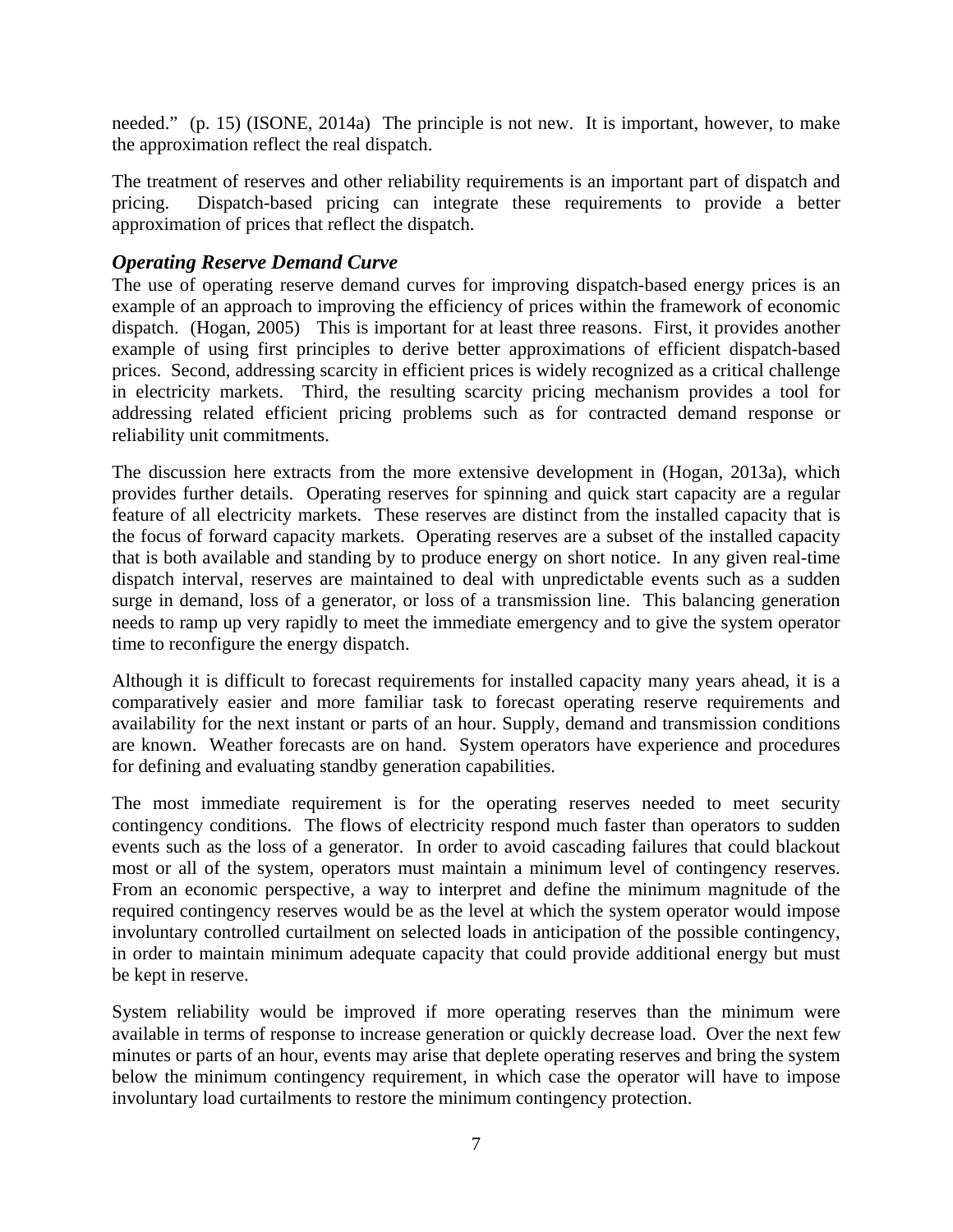needed." (p. 15) (ISONE, 2014a) The principle is not new. It is important, however, to make the approximation reflect the real dispatch.

The treatment of reserves and other reliability requirements is an important part of dispatch and pricing. Dispatch-based pricing can integrate these requirements to provide a better approximation of prices that reflect the dispatch.

### *Operating Reserve Demand Curve*

The use of operating reserve demand curves for improving dispatch-based energy prices is an example of an approach to improving the efficiency of prices within the framework of economic dispatch. (Hogan, 2005) This is important for at least three reasons. First, it provides another example of using first principles to derive better approximations of efficient dispatch-based prices. Second, addressing scarcity in efficient prices is widely recognized as a critical challenge in electricity markets. Third, the resulting scarcity pricing mechanism provides a tool for addressing related efficient pricing problems such as for contracted demand response or reliability unit commitments.

The discussion here extracts from the more extensive development in (Hogan, 2013a), which provides further details. Operating reserves for spinning and quick start capacity are a regular feature of all electricity markets. These reserves are distinct from the installed capacity that is the focus of forward capacity markets. Operating reserves are a subset of the installed capacity that is both available and standing by to produce energy on short notice. In any given real-time dispatch interval, reserves are maintained to deal with unpredictable events such as a sudden surge in demand, loss of a generator, or loss of a transmission line. This balancing generation needs to ramp up very rapidly to meet the immediate emergency and to give the system operator time to reconfigure the energy dispatch.

Although it is difficult to forecast requirements for installed capacity many years ahead, it is a comparatively easier and more familiar task to forecast operating reserve requirements and availability for the next instant or parts of an hour. Supply, demand and transmission conditions are known. Weather forecasts are on hand. System operators have experience and procedures for defining and evaluating standby generation capabilities.

The most immediate requirement is for the operating reserves needed to meet security contingency conditions. The flows of electricity respond much faster than operators to sudden events such as the loss of a generator. In order to avoid cascading failures that could blackout most or all of the system, operators must maintain a minimum level of contingency reserves. From an economic perspective, a way to interpret and define the minimum magnitude of the required contingency reserves would be as the level at which the system operator would impose involuntary controlled curtailment on selected loads in anticipation of the possible contingency, in order to maintain minimum adequate capacity that could provide additional energy but must be kept in reserve.

System reliability would be improved if more operating reserves than the minimum were available in terms of response to increase generation or quickly decrease load. Over the next few minutes or parts of an hour, events may arise that deplete operating reserves and bring the system below the minimum contingency requirement, in which case the operator will have to impose involuntary load curtailments to restore the minimum contingency protection.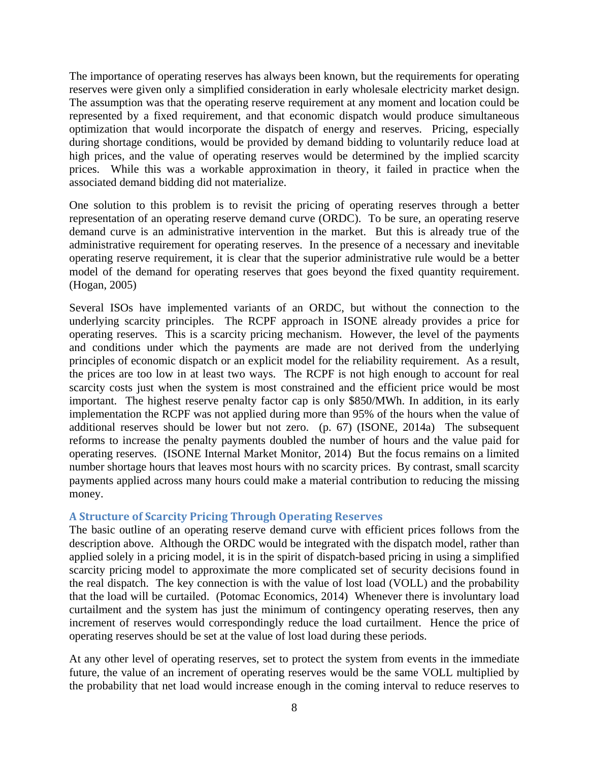The importance of operating reserves has always been known, but the requirements for operating reserves were given only a simplified consideration in early wholesale electricity market design. The assumption was that the operating reserve requirement at any moment and location could be represented by a fixed requirement, and that economic dispatch would produce simultaneous optimization that would incorporate the dispatch of energy and reserves. Pricing, especially during shortage conditions, would be provided by demand bidding to voluntarily reduce load at high prices, and the value of operating reserves would be determined by the implied scarcity prices. While this was a workable approximation in theory, it failed in practice when the associated demand bidding did not materialize.

One solution to this problem is to revisit the pricing of operating reserves through a better representation of an operating reserve demand curve (ORDC). To be sure, an operating reserve demand curve is an administrative intervention in the market. But this is already true of the administrative requirement for operating reserves. In the presence of a necessary and inevitable operating reserve requirement, it is clear that the superior administrative rule would be a better model of the demand for operating reserves that goes beyond the fixed quantity requirement. (Hogan, 2005)

Several ISOs have implemented variants of an ORDC, but without the connection to the underlying scarcity principles. The RCPF approach in ISONE already provides a price for operating reserves. This is a scarcity pricing mechanism. However, the level of the payments and conditions under which the payments are made are not derived from the underlying principles of economic dispatch or an explicit model for the reliability requirement. As a result, the prices are too low in at least two ways. The RCPF is not high enough to account for real scarcity costs just when the system is most constrained and the efficient price would be most important. The highest reserve penalty factor cap is only $850/MWh. In addition, in its early implementation the RCPF was not applied during more than 95% of the hours when the value of additional reserves should be lower but not zero. (p. 67) (ISONE, 2014a) The subsequent reforms to increase the penalty payments doubled the number of hours and the value paid for operating reserves. (ISONE Internal Market Monitor, 2014) But the focus remains on a limited number shortage hours that leaves most hours with no scarcity prices. By contrast, small scarcity payments applied across many hours could make a material contribution to reducing the missing money.

### A Structure of Scarcity Pricing Through Operating Reserves

The basic outline of an operating reserve demand curve with efficient prices follows from the description above. Although the ORDC would be integrated with the dispatch model, rather than applied solely in a pricing model, it is in the spirit of dispatch-based pricing in using a simplified scarcity pricing model to approximate the more complicated set of security decisions found in the real dispatch. The key connection is with the value of lost load (VOLL) and the probability that the load will be curtailed. (Potomac Economics, 2014) Whenever there is involuntary load curtailment and the system has just the minimum of contingency operating reserves, then any increment of reserves would correspondingly reduce the load curtailment. Hence the price of operating reserves should be set at the value of lost load during these periods.

At any other level of operating reserves, set to protect the system from events in the immediate future, the value of an increment of operating reserves would be the same VOLL multiplied by the probability that net load would increase enough in the coming interval to reduce reserves to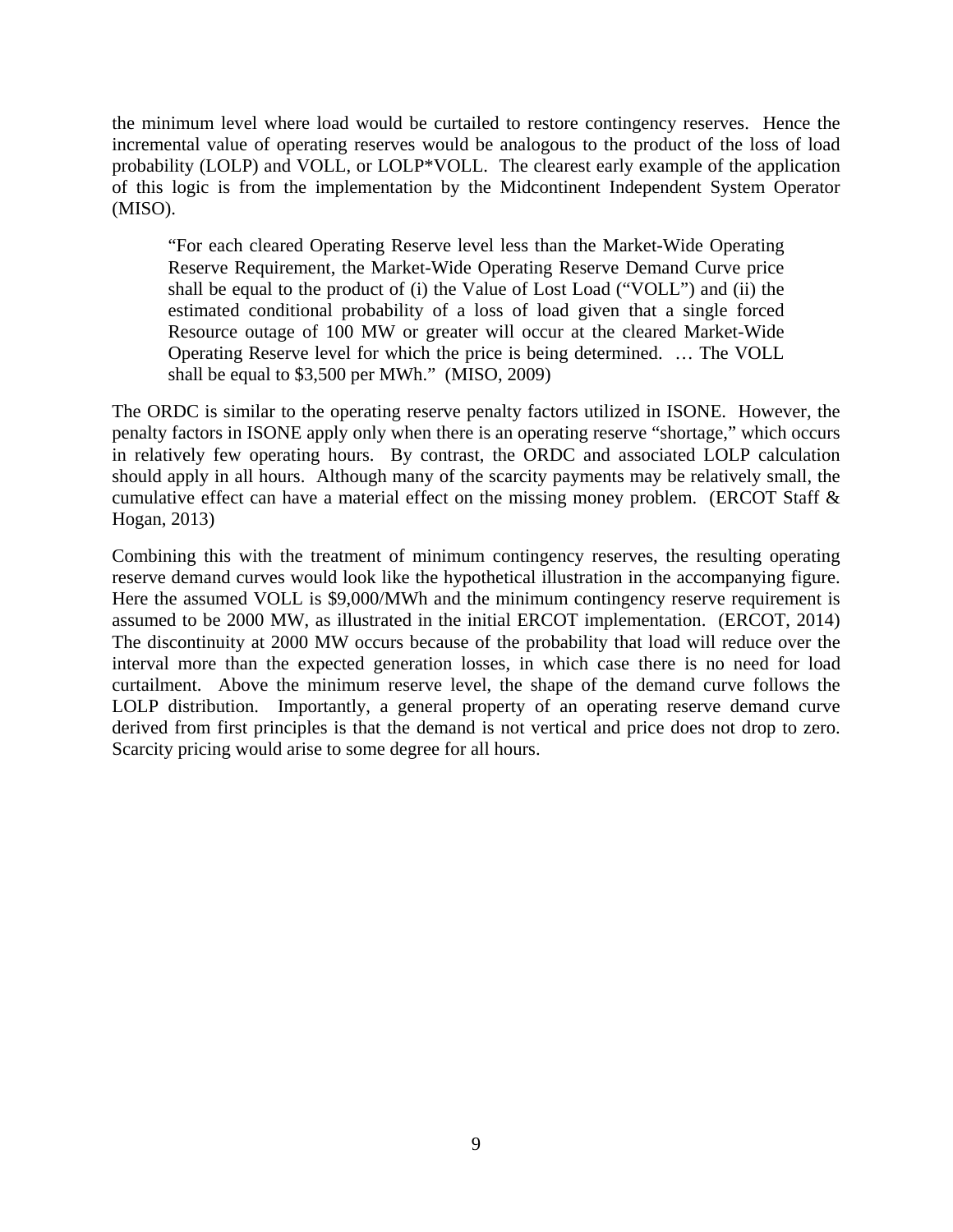the minimum level where load would be curtailed to restore contingency reserves. Hence the incremental value of operating reserves would be analogous to the product of the loss of load probability (LOLP) and VOLL, or LOLP*VOLL. The clearest early example of the application of this logic is from the implementation by the Midcontinent Independent System Operator (MISO).

> "For each cleared Operating Reserve level less than the Market-Wide Operating Reserve Requirement, the Market-Wide Operating Reserve Demand Curve price shall be equal to the product of (i) the Value of Lost Load ("VOLL") and (ii) the estimated conditional probability of a loss of load given that a single forced Resource outage of 100 MW or greater will occur at the cleared Market-Wide Operating Reserve level for which the price is being determined. … The VOLL shall be equal to $3,500 per MWh." (MISO, 2009)

The ORDC is similar to the operating reserve penalty factors utilized in ISONE. However, the penalty factors in ISONE apply only when there is an operating reserve "shortage," which occurs in relatively few operating hours. By contrast, the ORDC and associated LOLP calculation should apply in all hours. Although many of the scarcity payments may be relatively small, the cumulative effect can have a material effect on the missing money problem. (ERCOT Staff & Hogan, 2013)

Combining this with the treatment of minimum contingency reserves, the resulting operating reserve demand curves would look like the hypothetical illustration in the accompanying figure. Here the assumed VOLL is $9,000/MWh and the minimum contingency reserve requirement is assumed to be 2000 MW, as illustrated in the initial ERCOT implementation. (ERCOT, 2014) The discontinuity at 2000 MW occurs because of the probability that load will reduce over the interval more than the expected generation losses, in which case there is no need for load curtailment. Above the minimum reserve level, the shape of the demand curve follows the LOLP distribution. Importantly, a general property of an operating reserve demand curve derived from first principles is that the demand is not vertical and price does not drop to zero. Scarcity pricing would arise to some degree for all hours.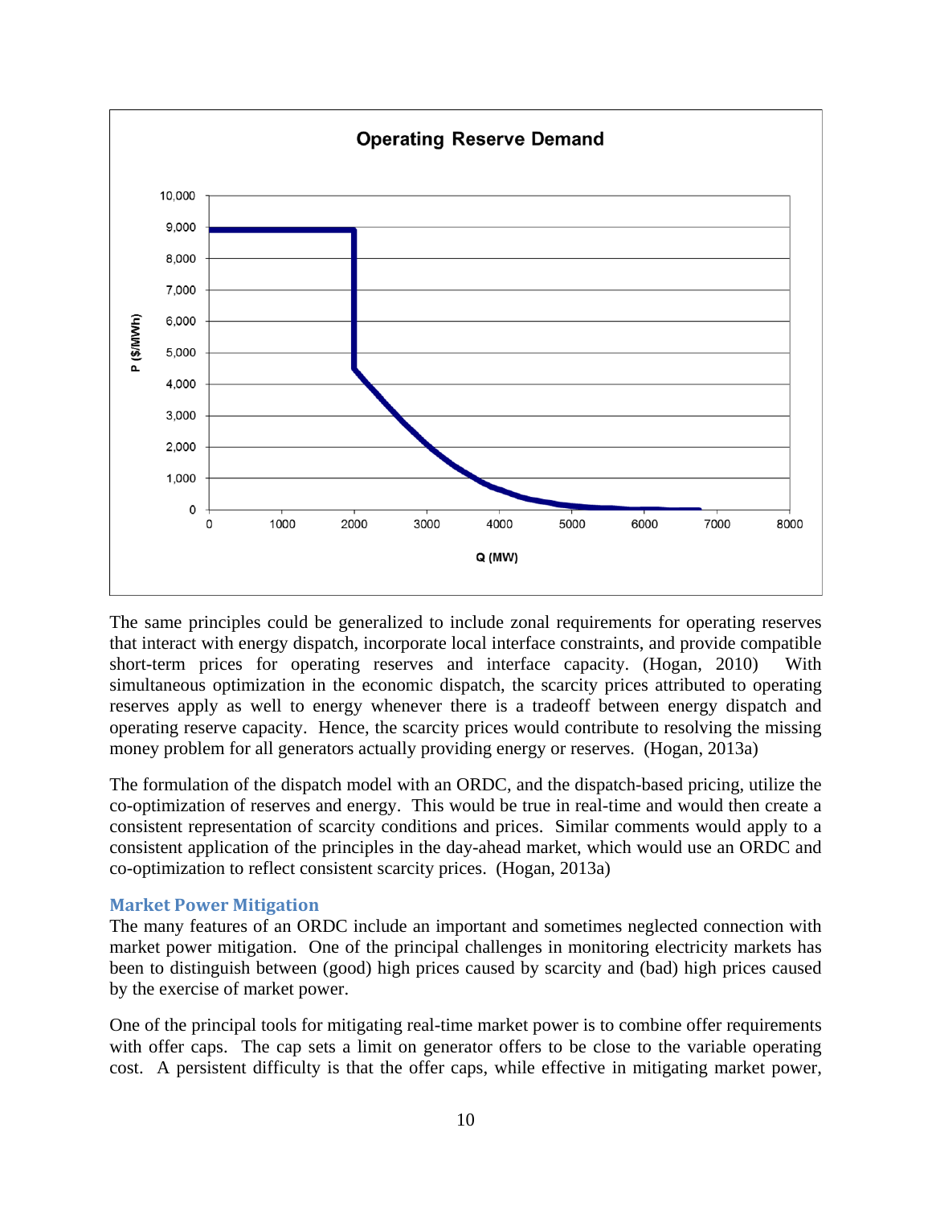The same principles could be generalized to include zonal requirements for operating reserves that interact with energy dispatch, incorporate local interface constraints, and provide compatible short-term prices for operating reserves and interface capacity. (Hogan, 2010) With simultaneous optimization in the economic dispatch, the scarcity prices attributed to operating reserves apply as well to energy whenever there is a tradeoff between energy dispatch and operating reserve capacity. Hence, the scarcity prices would contribute to resolving the missing money problem for all generators actually providing energy or reserves. (Hogan, 2013a)

The formulation of the dispatch model with an ORDC, and the dispatch-based pricing, utilize the co-optimization of reserves and energy. This would be true in real-time and would then create a consistent representation of scarcity conditions and prices. Similar comments would apply to a consistent application of the principles in the day-ahead market, which would use an ORDC and co-optimization to reflect consistent scarcity prices. (Hogan, 2013a)

### Market Power Mitigation

The many features of an ORDC include an important and sometimes neglected connection with market power mitigation. One of the principal challenges in monitoring electricity markets has been to distinguish between (good) high prices caused by scarcity and (bad) high prices caused by the exercise of market power.

One of the principal tools for mitigating real-time market power is to combine offer requirements with offer caps. The cap sets a limit on generator offers to be close to the variable operating cost. A persistent difficulty is that the offer caps, while effective in mitigating market power,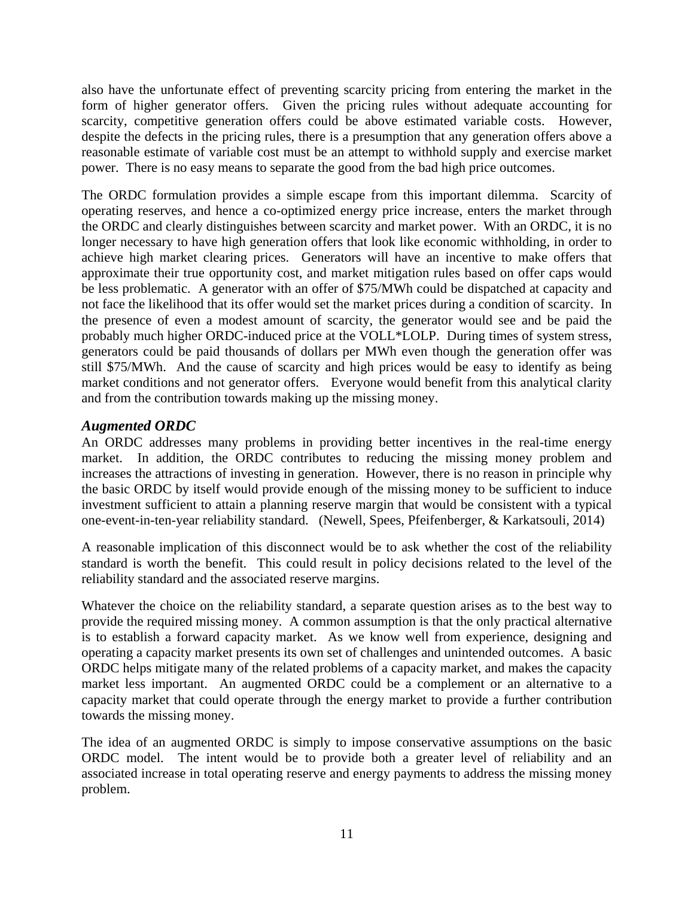also have the unfortunate effect of preventing scarcity pricing from entering the market in the form of higher generator offers. Given the pricing rules without adequate accounting for scarcity, competitive generation offers could be above estimated variable costs. However, despite the defects in the pricing rules, there is a presumption that any generation offers above a reasonable estimate of variable cost must be an attempt to withhold supply and exercise market power. There is no easy means to separate the good from the bad high price outcomes.

The ORDC formulation provides a simple escape from this important dilemma. Scarcity of operating reserves, and hence a co-optimized energy price increase, enters the market through the ORDC and clearly distinguishes between scarcity and market power. With an ORDC, it is no longer necessary to have high generation offers that look like economic withholding, in order to achieve high market clearing prices. Generators will have an incentive to make offers that approximate their true opportunity cost, and market mitigation rules based on offer caps would be less problematic. A generator with an offer of $75/MWh could be dispatched at capacity and not face the likelihood that its offer would set the market prices during a condition of scarcity. In the presence of even a modest amount of scarcity, the generator would see and be paid the probably much higher ORDC-induced price at the VOLL*LOLP. During times of system stress, generators could be paid thousands of dollars per MWh even though the generation offer was still $75/MWh. And the cause of scarcity and high prices would be easy to identify as being market conditions and not generator offers. Everyone would benefit from this analytical clarity and from the contribution towards making up the missing money.

### *Augmented ORDC*

An ORDC addresses many problems in providing better incentives in the real-time energy market. In addition, the ORDC contributes to reducing the missing money problem and increases the attractions of investing in generation. However, there is no reason in principle why the basic ORDC by itself would provide enough of the missing money to be sufficient to induce investment sufficient to attain a planning reserve margin that would be consistent with a typical one-event-in-ten-year reliability standard. (Newell, Spees, Pfeifenberger, & Karkatsouli, 2014)

A reasonable implication of this disconnect would be to ask whether the cost of the reliability standard is worth the benefit. This could result in policy decisions related to the level of the reliability standard and the associated reserve margins.

Whatever the choice on the reliability standard, a separate question arises as to the best way to provide the required missing money. A common assumption is that the only practical alternative is to establish a forward capacity market. As we know well from experience, designing and operating a capacity market presents its own set of challenges and unintended outcomes. A basic ORDC helps mitigate many of the related problems of a capacity market, and makes the capacity market less important. An augmented ORDC could be a complement or an alternative to a capacity market that could operate through the energy market to provide a further contribution towards the missing money.

The idea of an augmented ORDC is simply to impose conservative assumptions on the basic ORDC model. The intent would be to provide both a greater level of reliability and an associated increase in total operating reserve and energy payments to address the missing money problem.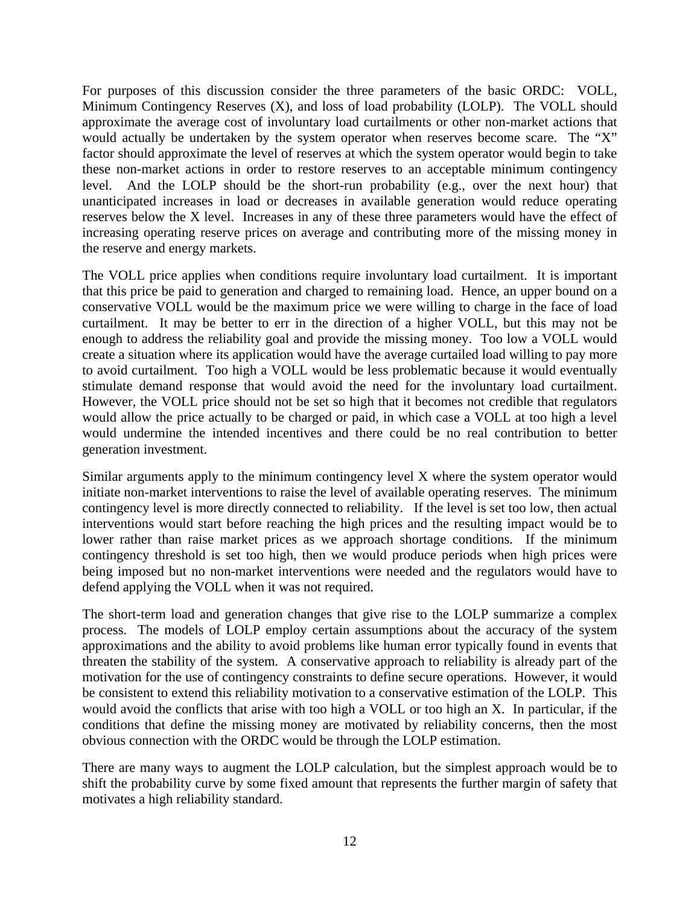For purposes of this discussion consider the three parameters of the basic ORDC: VOLL, Minimum Contingency Reserves (X), and loss of load probability (LOLP). The VOLL should approximate the average cost of involuntary load curtailments or other non-market actions that would actually be undertaken by the system operator when reserves become scare. The "X" factor should approximate the level of reserves at which the system operator would begin to take these non-market actions in order to restore reserves to an acceptable minimum contingency level. And the LOLP should be the short-run probability (e.g., over the next hour) that unanticipated increases in load or decreases in available generation would reduce operating reserves below the X level. Increases in any of these three parameters would have the effect of increasing operating reserve prices on average and contributing more of the missing money in the reserve and energy markets.

The VOLL price applies when conditions require involuntary load curtailment. It is important that this price be paid to generation and charged to remaining load. Hence, an upper bound on a conservative VOLL would be the maximum price we were willing to charge in the face of load curtailment. It may be better to err in the direction of a higher VOLL, but this may not be enough to address the reliability goal and provide the missing money. Too low a VOLL would create a situation where its application would have the average curtailed load willing to pay more to avoid curtailment. Too high a VOLL would be less problematic because it would eventually stimulate demand response that would avoid the need for the involuntary load curtailment. However, the VOLL price should not be set so high that it becomes not credible that regulators would allow the price actually to be charged or paid, in which case a VOLL at too high a level would undermine the intended incentives and there could be no real contribution to better generation investment.

Similar arguments apply to the minimum contingency level X where the system operator would initiate non-market interventions to raise the level of available operating reserves. The minimum contingency level is more directly connected to reliability. If the level is set too low, then actual interventions would start before reaching the high prices and the resulting impact would be to lower rather than raise market prices as we approach shortage conditions. If the minimum contingency threshold is set too high, then we would produce periods when high prices were being imposed but no non-market interventions were needed and the regulators would have to defend applying the VOLL when it was not required.

The short-term load and generation changes that give rise to the LOLP summarize a complex process. The models of LOLP employ certain assumptions about the accuracy of the system approximations and the ability to avoid problems like human error typically found in events that threaten the stability of the system. A conservative approach to reliability is already part of the motivation for the use of contingency constraints to define secure operations. However, it would be consistent to extend this reliability motivation to a conservative estimation of the LOLP. This would avoid the conflicts that arise with too high a VOLL or too high an X. In particular, if the conditions that define the missing money are motivated by reliability concerns, then the most obvious connection with the ORDC would be through the LOLP estimation.

There are many ways to augment the LOLP calculation, but the simplest approach would be to shift the probability curve by some fixed amount that represents the further margin of safety that motivates a high reliability standard.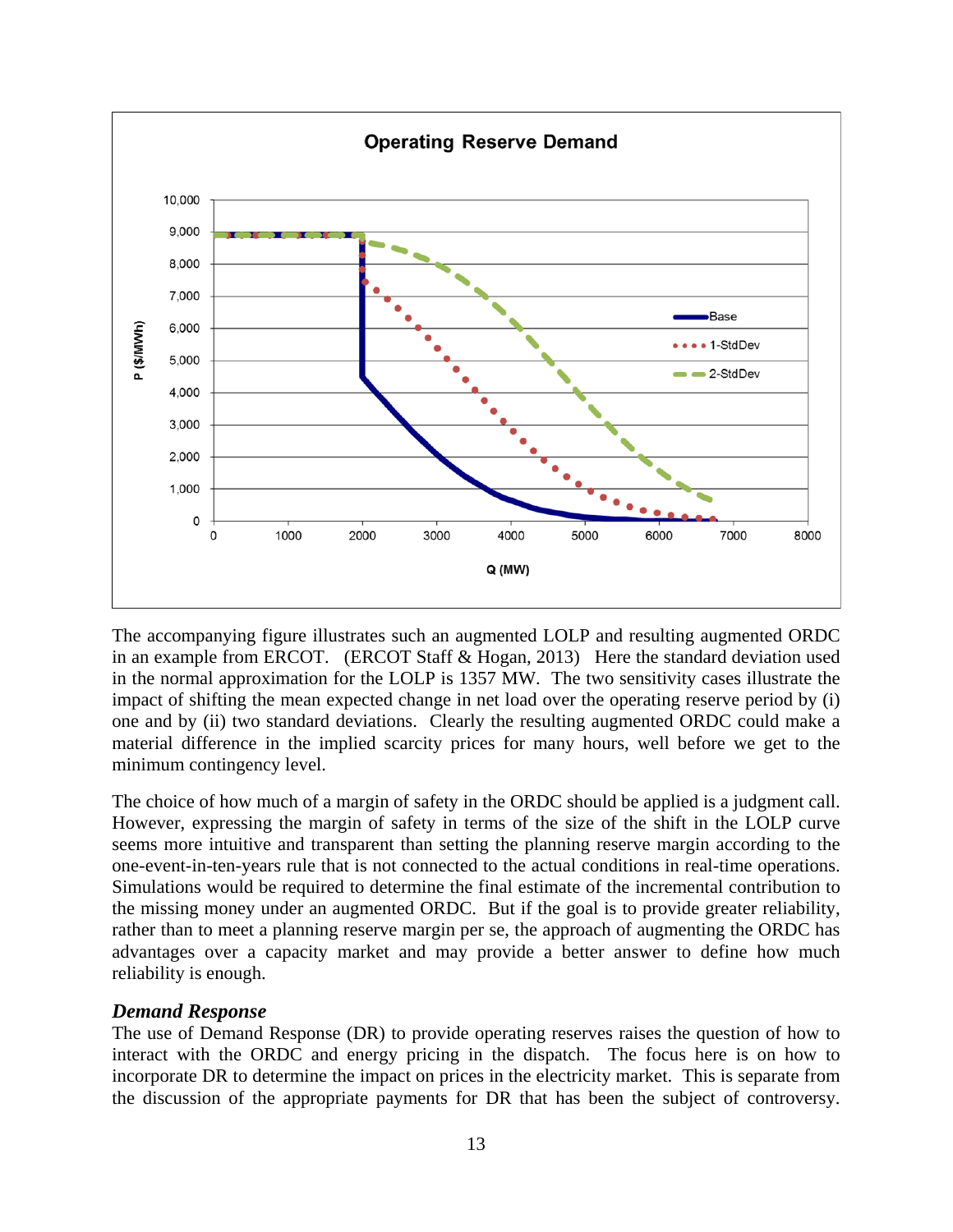The accompanying figure illustrates such an augmented LOLP and resulting augmented ORDC in an example from ERCOT. (ERCOT Staff & Hogan, 2013) Here the standard deviation used in the normal approximation for the LOLP is 1357 MW. The two sensitivity cases illustrate the impact of shifting the mean expected change in net load over the operating reserve period by (i) one and by (ii) two standard deviations. Clearly the resulting augmented ORDC could make a material difference in the implied scarcity prices for many hours, well before we get to the minimum contingency level.

The choice of how much of a margin of safety in the ORDC should be applied is a judgment call. However, expressing the margin of safety in terms of the size of the shift in the LOLP curve seems more intuitive and transparent than setting the planning reserve margin according to the one-event-in-ten-years rule that is not connected to the actual conditions in real-time operations. Simulations would be required to determine the final estimate of the incremental contribution to the missing money under an augmented ORDC. But if the goal is to provide greater reliability, rather than to meet a planning reserve margin per se, the approach of augmenting the ORDC has advantages over a capacity market and may provide a better answer to define how much reliability is enough.

### *Demand Response*

The use of Demand Response (DR) to provide operating reserves raises the question of how to interact with the ORDC and energy pricing in the dispatch. The focus here is on how to incorporate DR to determine the impact on prices in the electricity market. This is separate from the discussion of the appropriate payments for DR that has been the subject of controversy.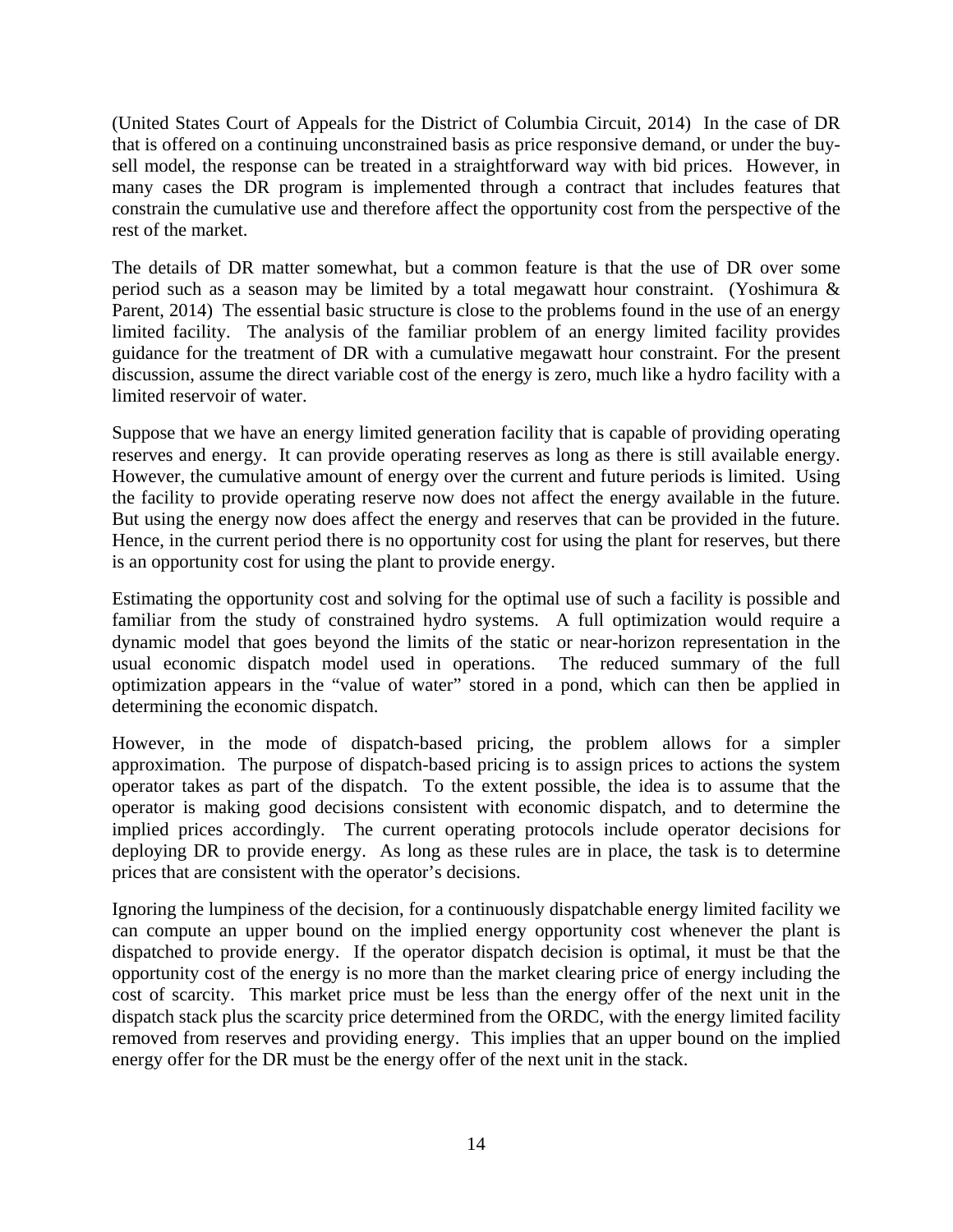(United States Court of Appeals for the District of Columbia Circuit, 2014) In the case of DR that is offered on a continuing unconstrained basis as price responsive demand, or under the buy-sell model, the response can be treated in a straightforward way with bid prices. However, in many cases the DR program is implemented through a contract that includes features that constrain the cumulative use and therefore affect the opportunity cost from the perspective of the rest of the market.

The details of DR matter somewhat, but a common feature is that the use of DR over some period such as a season may be limited by a total megawatt hour constraint. (Yoshimura & Parent, 2014) The essential basic structure is close to the problems found in the use of an energy limited facility. The analysis of the familiar problem of an energy limited facility provides guidance for the treatment of DR with a cumulative megawatt hour constraint. For the present discussion, assume the direct variable cost of the energy is zero, much like a hydro facility with a limited reservoir of water.

Suppose that we have an energy limited generation facility that is capable of providing operating reserves and energy. It can provide operating reserves as long as there is still available energy. However, the cumulative amount of energy over the current and future periods is limited. Using the facility to provide operating reserve now does not affect the energy available in the future. But using the energy now does affect the energy and reserves that can be provided in the future. Hence, in the current period there is no opportunity cost for using the plant for reserves, but there is an opportunity cost for using the plant to provide energy.

Estimating the opportunity cost and solving for the optimal use of such a facility is possible and familiar from the study of constrained hydro systems. A full optimization would require a dynamic model that goes beyond the limits of the static or near-horizon representation in the usual economic dispatch model used in operations. The reduced summary of the full optimization appears in the "value of water" stored in a pond, which can then be applied in determining the economic dispatch.

However, in the mode of dispatch-based pricing, the problem allows for a simpler approximation. The purpose of dispatch-based pricing is to assign prices to actions the system operator takes as part of the dispatch. To the extent possible, the idea is to assume that the operator is making good decisions consistent with economic dispatch, and to determine the implied prices accordingly. The current operating protocols include operator decisions for deploying DR to provide energy. As long as these rules are in place, the task is to determine prices that are consistent with the operator's decisions.

Ignoring the lumpiness of the decision, for a continuously dispatchable energy limited facility we can compute an upper bound on the implied energy opportunity cost whenever the plant is dispatched to provide energy. If the operator dispatch decision is optimal, it must be that the opportunity cost of the energy is no more than the market clearing price of energy including the cost of scarcity. This market price must be less than the energy offer of the next unit in the dispatch stack plus the scarcity price determined from the ORDC, with the energy limited facility removed from reserves and providing energy. This implies that an upper bound on the implied energy offer for the DR must be the energy offer of the next unit in the stack.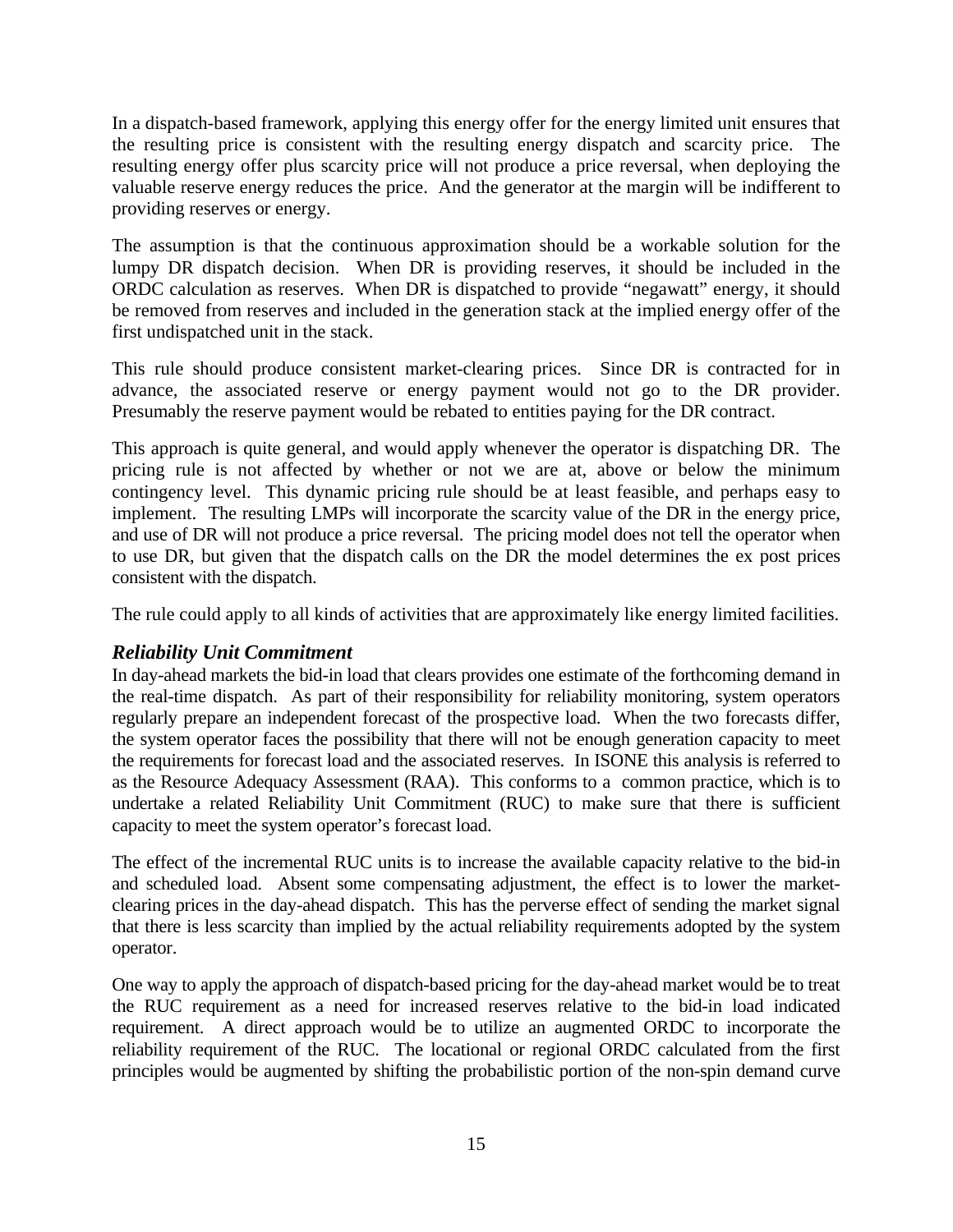In a dispatch-based framework, applying this energy offer for the energy limited unit ensures that the resulting price is consistent with the resulting energy dispatch and scarcity price. The resulting energy offer plus scarcity price will not produce a price reversal, when deploying the valuable reserve energy reduces the price. And the generator at the margin will be indifferent to providing reserves or energy.

The assumption is that the continuous approximation should be a workable solution for the lumpy DR dispatch decision. When DR is providing reserves, it should be included in the ORDC calculation as reserves. When DR is dispatched to provide "negawatt" energy, it should be removed from reserves and included in the generation stack at the implied energy offer of the first undispatched unit in the stack.

This rule should produce consistent market-clearing prices. Since DR is contracted for in advance, the associated reserve or energy payment would not go to the DR provider. Presumably the reserve payment would be rebated to entities paying for the DR contract.

This approach is quite general, and would apply whenever the operator is dispatching DR. The pricing rule is not affected by whether or not we are at, above or below the minimum contingency level. This dynamic pricing rule should be at least feasible, and perhaps easy to implement. The resulting LMPs will incorporate the scarcity value of the DR in the energy price, and use of DR will not produce a price reversal. The pricing model does not tell the operator when to use DR, but given that the dispatch calls on the DR the model determines the ex post prices consistent with the dispatch.

The rule could apply to all kinds of activities that are approximately like energy limited facilities.

### *Reliability Unit Commitment*

In day-ahead markets the bid-in load that clears provides one estimate of the forthcoming demand in the real-time dispatch. As part of their responsibility for reliability monitoring, system operators regularly prepare an independent forecast of the prospective load. When the two forecasts differ, the system operator faces the possibility that there will not be enough generation capacity to meet the requirements for forecast load and the associated reserves. In ISONE this analysis is referred to as the Resource Adequacy Assessment (RAA). This conforms to a common practice, which is to undertake a related Reliability Unit Commitment (RUC) to make sure that there is sufficient capacity to meet the system operator's forecast load.

The effect of the incremental RUC units is to increase the available capacity relative to the bid-in and scheduled load. Absent some compensating adjustment, the effect is to lower the market-clearing prices in the day-ahead dispatch. This has the perverse effect of sending the market signal that there is less scarcity than implied by the actual reliability requirements adopted by the system operator.

One way to apply the approach of dispatch-based pricing for the day-ahead market would be to treat the RUC requirement as a need for increased reserves relative to the bid-in load indicated requirement. A direct approach would be to utilize an augmented ORDC to incorporate the reliability requirement of the RUC. The locational or regional ORDC calculated from the first principles would be augmented by shifting the probabilistic portion of the non-spin demand curve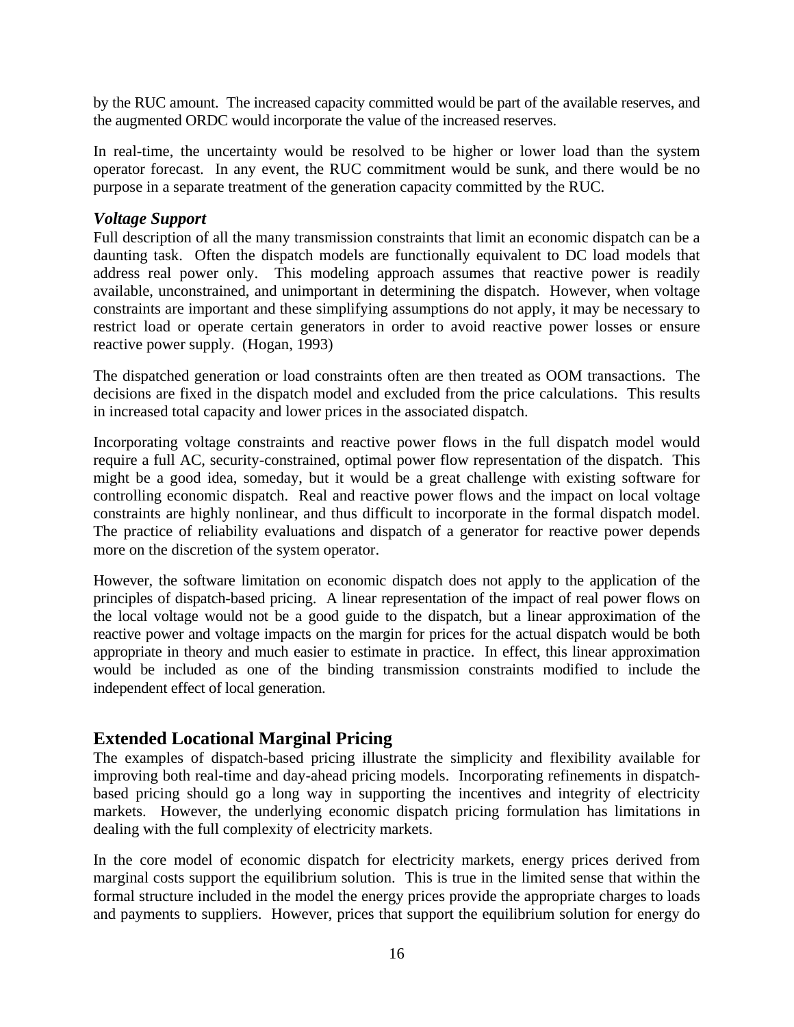by the RUC amount. The increased capacity committed would be part of the available reserves, and the augmented ORDC would incorporate the value of the increased reserves.

In real-time, the uncertainty would be resolved to be higher or lower load than the system operator forecast. In any event, the RUC commitment would be sunk, and there would be no purpose in a separate treatment of the generation capacity committed by the RUC.

### *Voltage Support*

Full description of all the many transmission constraints that limit an economic dispatch can be a daunting task. Often the dispatch models are functionally equivalent to DC load models that address real power only. This modeling approach assumes that reactive power is readily available, unconstrained, and unimportant in determining the dispatch. However, when voltage constraints are important and these simplifying assumptions do not apply, it may be necessary to restrict load or operate certain generators in order to avoid reactive power losses or ensure reactive power supply. (Hogan, 1993)

The dispatched generation or load constraints often are then treated as OOM transactions. The decisions are fixed in the dispatch model and excluded from the price calculations. This results in increased total capacity and lower prices in the associated dispatch.

Incorporating voltage constraints and reactive power flows in the full dispatch model would require a full AC, security-constrained, optimal power flow representation of the dispatch. This might be a good idea, someday, but it would be a great challenge with existing software for controlling economic dispatch. Real and reactive power flows and the impact on local voltage constraints are highly nonlinear, and thus difficult to incorporate in the formal dispatch model. The practice of reliability evaluations and dispatch of a generator for reactive power depends more on the discretion of the system operator.

However, the software limitation on economic dispatch does not apply to the application of the principles of dispatch-based pricing. A linear representation of the impact of real power flows on the local voltage would not be a good guide to the dispatch, but a linear approximation of the reactive power and voltage impacts on the margin for prices for the actual dispatch would be both appropriate in theory and much easier to estimate in practice. In effect, this linear approximation would be included as one of the binding transmission constraints modified to include the independent effect of local generation.

## Extended Locational Marginal Pricing

The examples of dispatch-based pricing illustrate the simplicity and flexibility available for improving both real-time and day-ahead pricing models. Incorporating refinements in dispatch-based pricing should go a long way in supporting the incentives and integrity of electricity markets. However, the underlying economic dispatch pricing formulation has limitations in dealing with the full complexity of electricity markets.

In the core model of economic dispatch for electricity markets, energy prices derived from marginal costs support the equilibrium solution. This is true in the limited sense that within the formal structure included in the model the energy prices provide the appropriate charges to loads and payments to suppliers. However, prices that support the equilibrium solution for energy do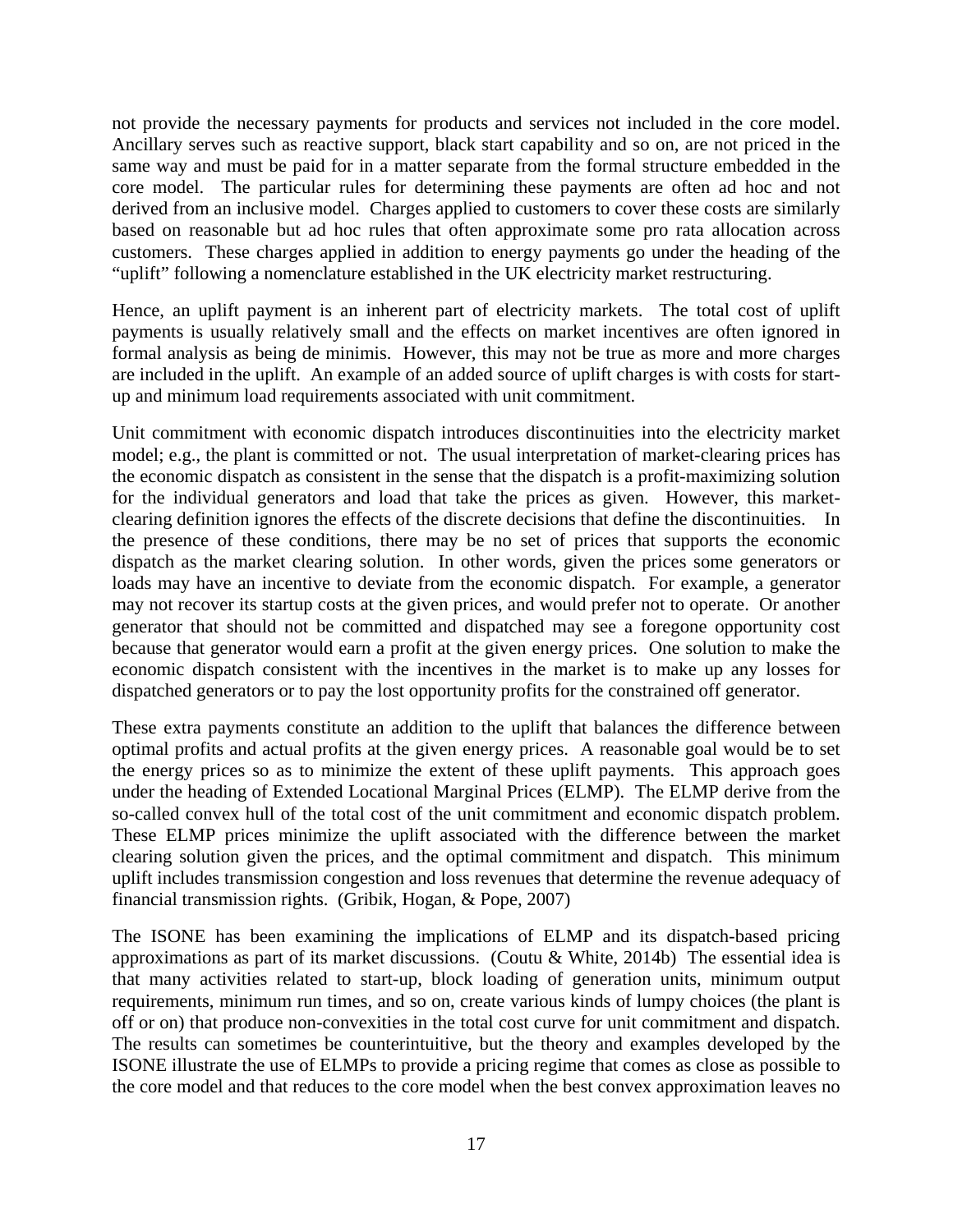not provide the necessary payments for products and services not included in the core model. Ancillary serves such as reactive support, black start capability and so on, are not priced in the same way and must be paid for in a matter separate from the formal structure embedded in the core model. The particular rules for determining these payments are often ad hoc and not derived from an inclusive model. Charges applied to customers to cover these costs are similarly based on reasonable but ad hoc rules that often approximate some pro rata allocation across customers. These charges applied in addition to energy payments go under the heading of the "uplift" following a nomenclature established in the UK electricity market restructuring.

Hence, an uplift payment is an inherent part of electricity markets. The total cost of uplift payments is usually relatively small and the effects on market incentives are often ignored in formal analysis as being de minimis. However, this may not be true as more and more charges are included in the uplift. An example of an added source of uplift charges is with costs for start-up and minimum load requirements associated with unit commitment.

Unit commitment with economic dispatch introduces discontinuities into the electricity market model; e.g., the plant is committed or not. The usual interpretation of market-clearing prices has the economic dispatch as consistent in the sense that the dispatch is a profit-maximizing solution for the individual generators and load that take the prices as given. However, this market-clearing definition ignores the effects of the discrete decisions that define the discontinuities. In the presence of these conditions, there may be no set of prices that supports the economic dispatch as the market clearing solution. In other words, given the prices some generators or loads may have an incentive to deviate from the economic dispatch. For example, a generator may not recover its startup costs at the given prices, and would prefer not to operate. Or another generator that should not be committed and dispatched may see a foregone opportunity cost because that generator would earn a profit at the given energy prices. One solution to make the economic dispatch consistent with the incentives in the market is to make up any losses for dispatched generators or to pay the lost opportunity profits for the constrained off generator.

These extra payments constitute an addition to the uplift that balances the difference between optimal profits and actual profits at the given energy prices. A reasonable goal would be to set the energy prices so as to minimize the extent of these uplift payments. This approach goes under the heading of Extended Locational Marginal Prices (ELMP). The ELMP derive from the so-called convex hull of the total cost of the unit commitment and economic dispatch problem. These ELMP prices minimize the uplift associated with the difference between the market clearing solution given the prices, and the optimal commitment and dispatch. This minimum uplift includes transmission congestion and loss revenues that determine the revenue adequacy of financial transmission rights. (Gribik, Hogan, & Pope, 2007)

The ISONE has been examining the implications of ELMP and its dispatch-based pricing approximations as part of its market discussions. (Coutu & White, 2014b) The essential idea is that many activities related to start-up, block loading of generation units, minimum output requirements, minimum run times, and so on, create various kinds of lumpy choices (the plant is off or on) that produce non-convexities in the total cost curve for unit commitment and dispatch. The results can sometimes be counterintuitive, but the theory and examples developed by the ISONE illustrate the use of ELMPs to provide a pricing regime that comes as close as possible to the core model and that reduces to the core model when the best convex approximation leaves no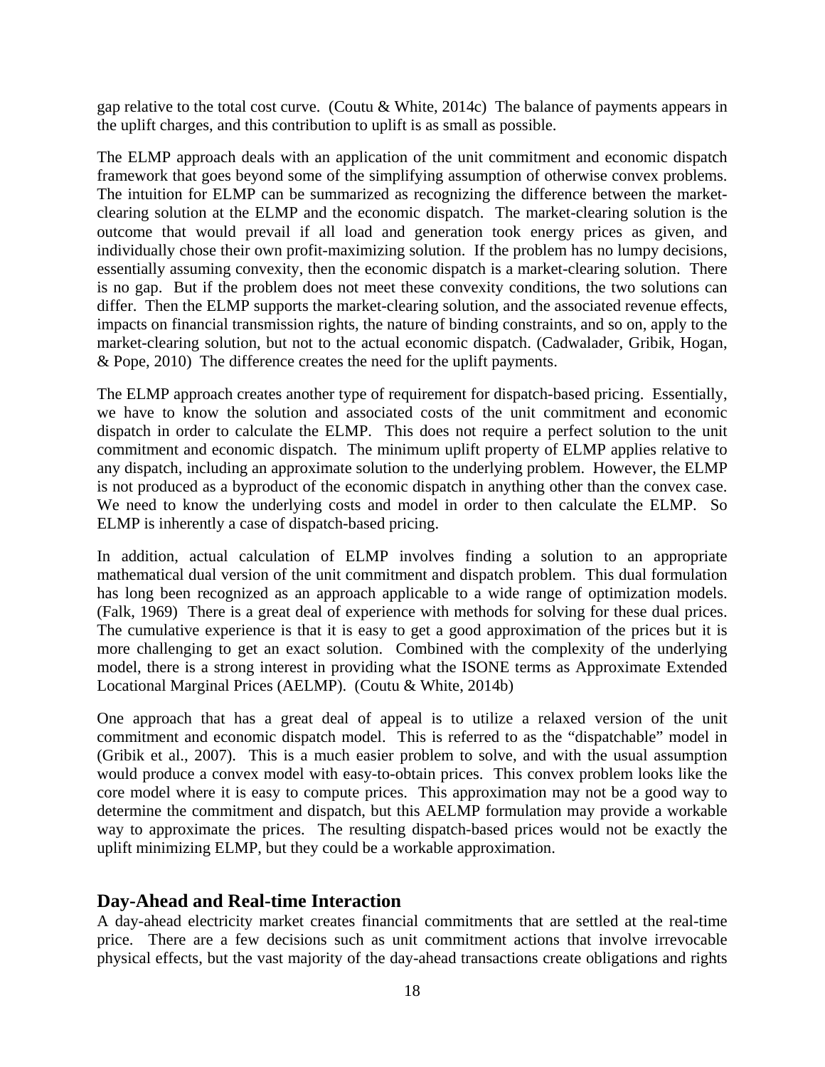gap relative to the total cost curve. (Coutu & White, 2014c) The balance of payments appears in the uplift charges, and this contribution to uplift is as small as possible.

The ELMP approach deals with an application of the unit commitment and economic dispatch framework that goes beyond some of the simplifying assumption of otherwise convex problems. The intuition for ELMP can be summarized as recognizing the difference between the market-clearing solution at the ELMP and the economic dispatch. The market-clearing solution is the outcome that would prevail if all load and generation took energy prices as given, and individually chose their own profit-maximizing solution. If the problem has no lumpy decisions, essentially assuming convexity, then the economic dispatch is a market-clearing solution. There is no gap. But if the problem does not meet these convexity conditions, the two solutions can differ. Then the ELMP supports the market-clearing solution, and the associated revenue effects, impacts on financial transmission rights, the nature of binding constraints, and so on, apply to the market-clearing solution, but not to the actual economic dispatch. (Cadwalader, Gribik, Hogan, & Pope, 2010) The difference creates the need for the uplift payments.

The ELMP approach creates another type of requirement for dispatch-based pricing. Essentially, we have to know the solution and associated costs of the unit commitment and economic dispatch in order to calculate the ELMP. This does not require a perfect solution to the unit commitment and economic dispatch. The minimum uplift property of ELMP applies relative to any dispatch, including an approximate solution to the underlying problem. However, the ELMP is not produced as a byproduct of the economic dispatch in anything other than the convex case. We need to know the underlying costs and model in order to then calculate the ELMP. So ELMP is inherently a case of dispatch-based pricing.

In addition, actual calculation of ELMP involves finding a solution to an appropriate mathematical dual version of the unit commitment and dispatch problem. This dual formulation has long been recognized as an approach applicable to a wide range of optimization models. (Falk, 1969) There is a great deal of experience with methods for solving for these dual prices. The cumulative experience is that it is easy to get a good approximation of the prices but it is more challenging to get an exact solution. Combined with the complexity of the underlying model, there is a strong interest in providing what the ISONE terms as Approximate Extended Locational Marginal Prices (AELMP). (Coutu & White, 2014b)

One approach that has a great deal of appeal is to utilize a relaxed version of the unit commitment and economic dispatch model. This is referred to as the "dispatchable" model in (Gribik et al., 2007). This is a much easier problem to solve, and with the usual assumption would produce a convex model with easy-to-obtain prices. This convex problem looks like the core model where it is easy to compute prices. This approximation may not be a good way to determine the commitment and dispatch, but this AELMP formulation may provide a workable way to approximate the prices. The resulting dispatch-based prices would not be exactly the uplift minimizing ELMP, but they could be a workable approximation.

## Day-Ahead and Real-time Interaction

A day-ahead electricity market creates financial commitments that are settled at the real-time price. There are a few decisions such as unit commitment actions that involve irrevocable physical effects, but the vast majority of the day-ahead transactions create obligations and rights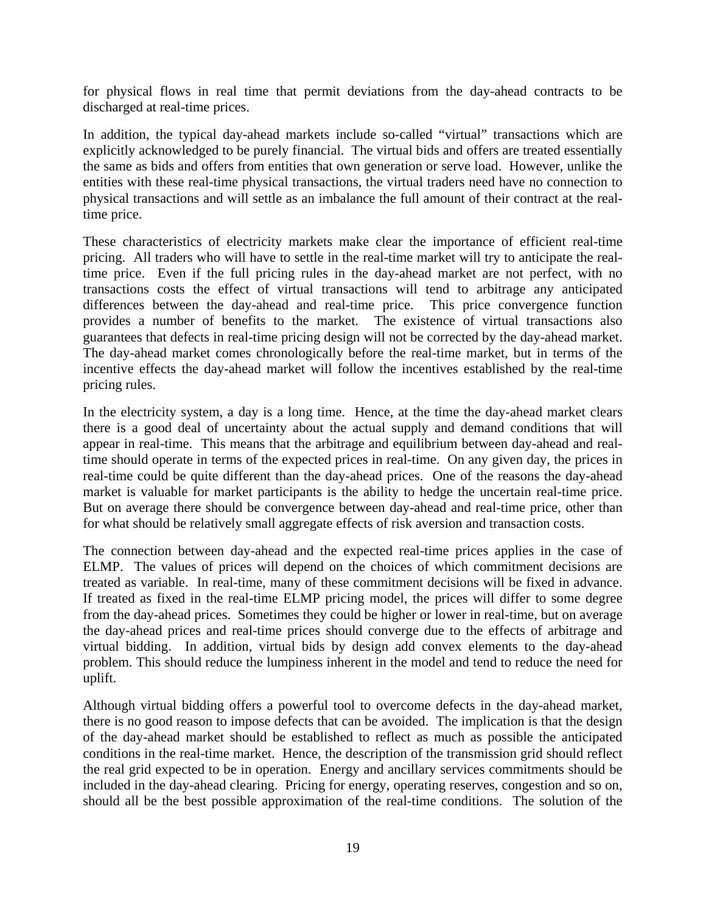for physical flows in real time that permit deviations from the day-ahead contracts to be discharged at real-time prices.

In addition, the typical day-ahead markets include so-called "virtual" transactions which are explicitly acknowledged to be purely financial. The virtual bids and offers are treated essentially the same as bids and offers from entities that own generation or serve load. However, unlike the entities with these real-time physical transactions, the virtual traders need have no connection to physical transactions and will settle as an imbalance the full amount of their contract at the real-time price.

These characteristics of electricity markets make clear the importance of efficient real-time pricing. All traders who will have to settle in the real-time market will try to anticipate the real-time price. Even if the full pricing rules in the day-ahead market are not perfect, with no transactions costs the effect of virtual transactions will tend to arbitrage any anticipated differences between the day-ahead and real-time price. This price convergence function provides a number of benefits to the market. The existence of virtual transactions also guarantees that defects in real-time pricing design will not be corrected by the day-ahead market. The day-ahead market comes chronologically before the real-time market, but in terms of the incentive effects the day-ahead market will follow the incentives established by the real-time pricing rules.

In the electricity system, a day is a long time. Hence, at the time the day-ahead market clears there is a good deal of uncertainty about the actual supply and demand conditions that will appear in real-time. This means that the arbitrage and equilibrium between day-ahead and real-time should operate in terms of the expected prices in real-time. On any given day, the prices in real-time could be quite different than the day-ahead prices. One of the reasons the day-ahead market is valuable for market participants is the ability to hedge the uncertain real-time price. But on average there should be convergence between day-ahead and real-time price, other than for what should be relatively small aggregate effects of risk aversion and transaction costs.

The connection between day-ahead and the expected real-time prices applies in the case of ELMP. The values of prices will depend on the choices of which commitment decisions are treated as variable. In real-time, many of these commitment decisions will be fixed in advance. If treated as fixed in the real-time ELMP pricing model, the prices will differ to some degree from the day-ahead prices. Sometimes they could be higher or lower in real-time, but on average the day-ahead prices and real-time prices should converge due to the effects of arbitrage and virtual bidding. In addition, virtual bids by design add convex elements to the day-ahead problem. This should reduce the lumpiness inherent in the model and tend to reduce the need for uplift.

Although virtual bidding offers a powerful tool to overcome defects in the day-ahead market, there is no good reason to impose defects that can be avoided. The implication is that the design of the day-ahead market should be established to reflect as much as possible the anticipated conditions in the real-time market. Hence, the description of the transmission grid should reflect the real grid expected to be in operation. Energy and ancillary services commitments should be included in the day-ahead clearing. Pricing for energy, operating reserves, congestion and so on, should all be the best possible approximation of the real-time conditions. The solution of the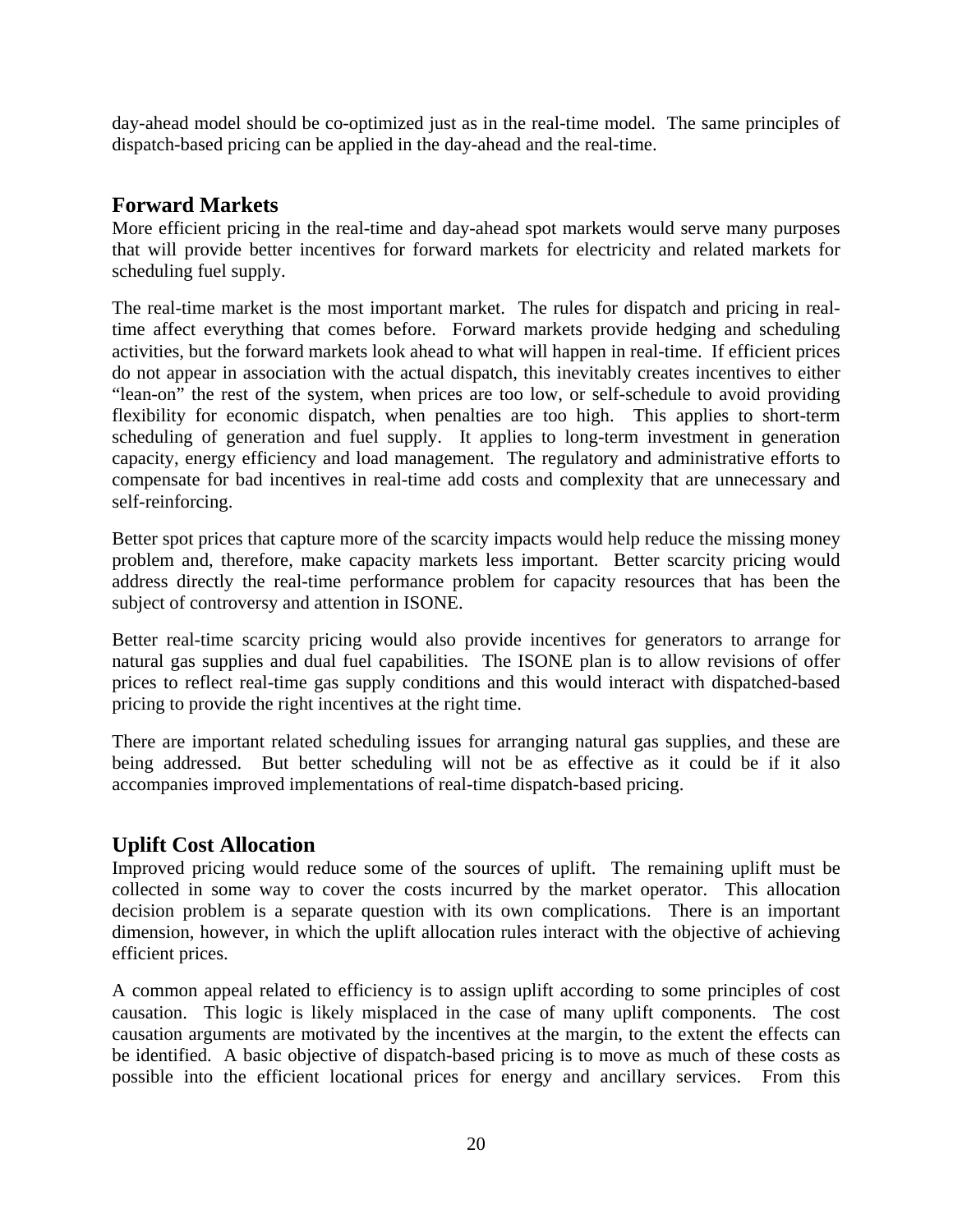day-ahead model should be co-optimized just as in the real-time model. The same principles of dispatch-based pricing can be applied in the day-ahead and the real-time.

## Forward Markets

More efficient pricing in the real-time and day-ahead spot markets would serve many purposes that will provide better incentives for forward markets for electricity and related markets for scheduling fuel supply.

The real-time market is the most important market. The rules for dispatch and pricing in real-time affect everything that comes before. Forward markets provide hedging and scheduling activities, but the forward markets look ahead to what will happen in real-time. If efficient prices do not appear in association with the actual dispatch, this inevitably creates incentives to either "lean-on" the rest of the system, when prices are too low, or self-schedule to avoid providing flexibility for economic dispatch, when penalties are too high. This applies to short-term scheduling of generation and fuel supply. It applies to long-term investment in generation capacity, energy efficiency and load management. The regulatory and administrative efforts to compensate for bad incentives in real-time add costs and complexity that are unnecessary and self-reinforcing.

Better spot prices that capture more of the scarcity impacts would help reduce the missing money problem and, therefore, make capacity markets less important. Better scarcity pricing would address directly the real-time performance problem for capacity resources that has been the subject of controversy and attention in ISONE.

Better real-time scarcity pricing would also provide incentives for generators to arrange for natural gas supplies and dual fuel capabilities. The ISONE plan is to allow revisions of offer prices to reflect real-time gas supply conditions and this would interact with dispatched-based pricing to provide the right incentives at the right time.

There are important related scheduling issues for arranging natural gas supplies, and these are being addressed. But better scheduling will not be as effective as it could be if it also accompanies improved implementations of real-time dispatch-based pricing.

## Uplift Cost Allocation

Improved pricing would reduce some of the sources of uplift. The remaining uplift must be collected in some way to cover the costs incurred by the market operator. This allocation decision problem is a separate question with its own complications. There is an important dimension, however, in which the uplift allocation rules interact with the objective of achieving efficient prices.

A common appeal related to efficiency is to assign uplift according to some principles of cost causation. This logic is likely misplaced in the case of many uplift components. The cost causation arguments are motivated by the incentives at the margin, to the extent the effects can be identified. A basic objective of dispatch-based pricing is to move as much of these costs as possible into the efficient locational prices for energy and ancillary services. From this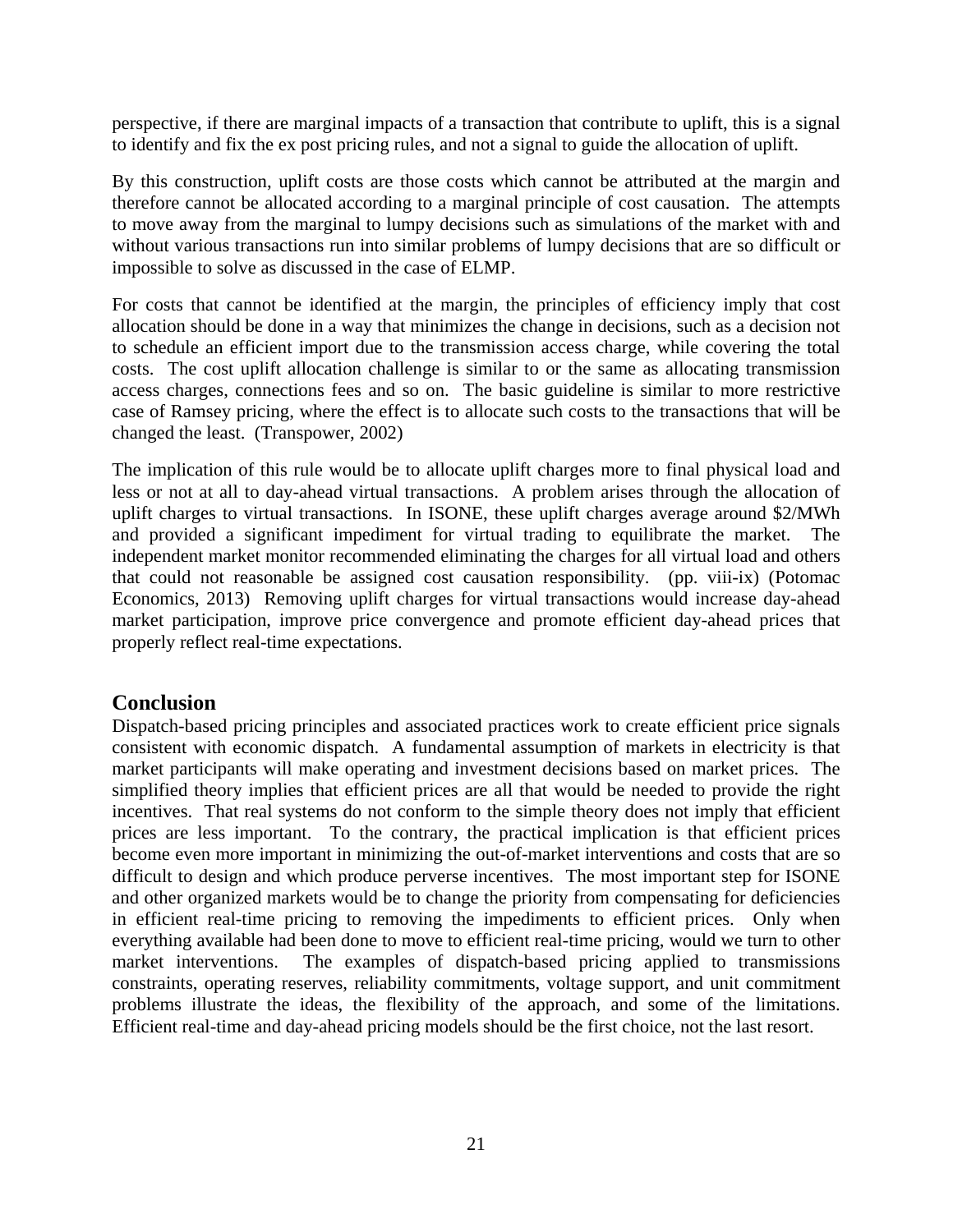perspective, if there are marginal impacts of a transaction that contribute to uplift, this is a signal to identify and fix the ex post pricing rules, and not a signal to guide the allocation of uplift.

By this construction, uplift costs are those costs which cannot be attributed at the margin and therefore cannot be allocated according to a marginal principle of cost causation. The attempts to move away from the marginal to lumpy decisions such as simulations of the market with and without various transactions run into similar problems of lumpy decisions that are so difficult or impossible to solve as discussed in the case of ELMP.

For costs that cannot be identified at the margin, the principles of efficiency imply that cost allocation should be done in a way that minimizes the change in decisions, such as a decision not to schedule an efficient import due to the transmission access charge, while covering the total costs. The cost uplift allocation challenge is similar to or the same as allocating transmission access charges, connections fees and so on. The basic guideline is similar to more restrictive case of Ramsey pricing, where the effect is to allocate such costs to the transactions that will be changed the least. (Transpower, 2002)

The implication of this rule would be to allocate uplift charges more to final physical load and less or not at all to day-ahead virtual transactions. A problem arises through the allocation of uplift charges to virtual transactions. In ISONE, these uplift charges average around $2/MWh and provided a significant impediment for virtual trading to equilibrate the market. The independent market monitor recommended eliminating the charges for all virtual load and others that could not reasonable be assigned cost causation responsibility. (pp. viii-ix) (Potomac Economics, 2013) Removing uplift charges for virtual transactions would increase day-ahead market participation, improve price convergence and promote efficient day-ahead prices that properly reflect real-time expectations.

## Conclusion

Dispatch-based pricing principles and associated practices work to create efficient price signals consistent with economic dispatch. A fundamental assumption of markets in electricity is that market participants will make operating and investment decisions based on market prices. The simplified theory implies that efficient prices are all that would be needed to provide the right incentives. That real systems do not conform to the simple theory does not imply that efficient prices are less important. To the contrary, the practical implication is that efficient prices become even more important in minimizing the out-of-market interventions and costs that are so difficult to design and which produce perverse incentives. The most important step for ISONE and other organized markets would be to change the priority from compensating for deficiencies in efficient real-time pricing to removing the impediments to efficient prices. Only when everything available had been done to move to efficient real-time pricing, would we turn to other market interventions. The examples of dispatch-based pricing applied to transmissions constraints, operating reserves, reliability commitments, voltage support, and unit commitment problems illustrate the ideas, the flexibility of the approach, and some of the limitations. Efficient real-time and day-ahead pricing models should be the first choice, not the last resort.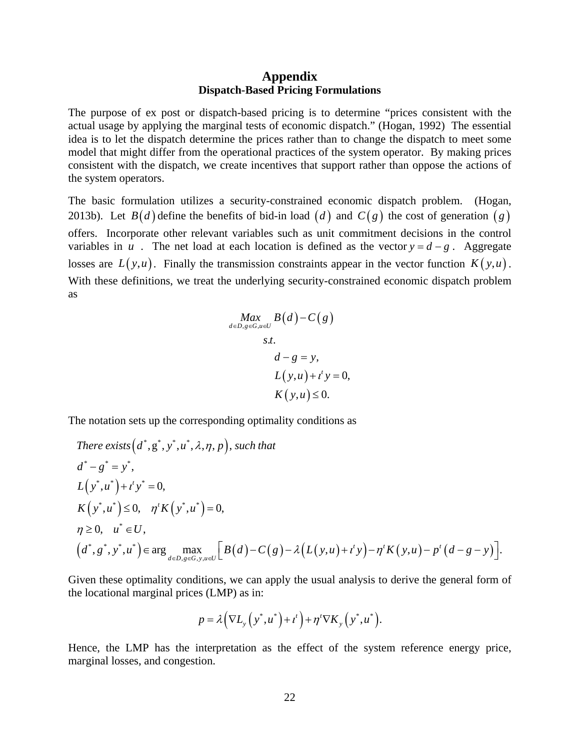# Appendix

## Dispatch-Based Pricing Formulations

The purpose of ex post or dispatch-based pricing is to determine "prices consistent with the actual usage by applying the marginal tests of economic dispatch." (Hogan, 1992) The essential idea is to let the dispatch determine the prices rather than to change the dispatch to meet some model that might differ from the operational practices of the system operator. By making prices consistent with the dispatch, we create incentives that support rather than oppose the actions of the system operators.

The basic formulation utilizes a security-constrained economic dispatch problem. (Hogan, 2013b). Let $B(d)$ define the benefits of bid-in load $(d)$ and $C(g)$ the cost of generation $(g)$ offers. Incorporate other relevant variables such as unit commitment decisions in the control variables in $u$. The net load at each location is defined as the vector $y = d - g$. Aggregate losses are $L(y,u)$. Finally the transmission constraints appear in the vector function $K(y,u)$. With these definitions, we treat the underlying security-constrained economic dispatch problem as

$$
\begin{aligned}
&\underset{d \in D, g \in G, u \in U}{Max} \; B(d) - C(g) \\
&\quad s.t. \\
&\quad\quad d - g = y, \\
&\quad\quad L(y,u) + \iota^t y = 0, \\
&\quad\quad K(y,u) \leq 0.
\end{aligned}
$$

The notation sets up the corresponding optimality conditions as

$$
\begin{aligned}
&\textit{There exists} \left(d^*, g^*, y^*, u^*, \lambda, \eta, p\right), \textit{such that} \\
&d^* - g^* = y^*, \\
&L\left(y^*, u^*\right) + \iota^t y^* = 0, \\
&K\left(y^*, u^*\right) \leq 0, \quad \eta^t K\left(y^*, u^*\right) = 0, \\
&\eta \geq 0, \quad u^* \in U, \\
&\left(d^*, g^*, y^*, u^*\right) \in \arg \max_{d \in D, g \in G, y, u \in U} \left[ B(d) - C(g) - \lambda\left(L(y,u) + \iota^t y\right) - \eta^t K(y,u) - p^t(d - g - y) \right].
\end{aligned}
$$

Given these optimality conditions, we can apply the usual analysis to derive the general form of the locational marginal prices (LMP) as in:

$$
p = \lambda\left(\nabla L_y\left(y^*, u^*\right) + \iota^t\right) + \eta^t \nabla K_y\left(y^*, u^*\right).
$$

Hence, the LMP has the interpretation as the effect of the system reference energy price, marginal losses, and congestion.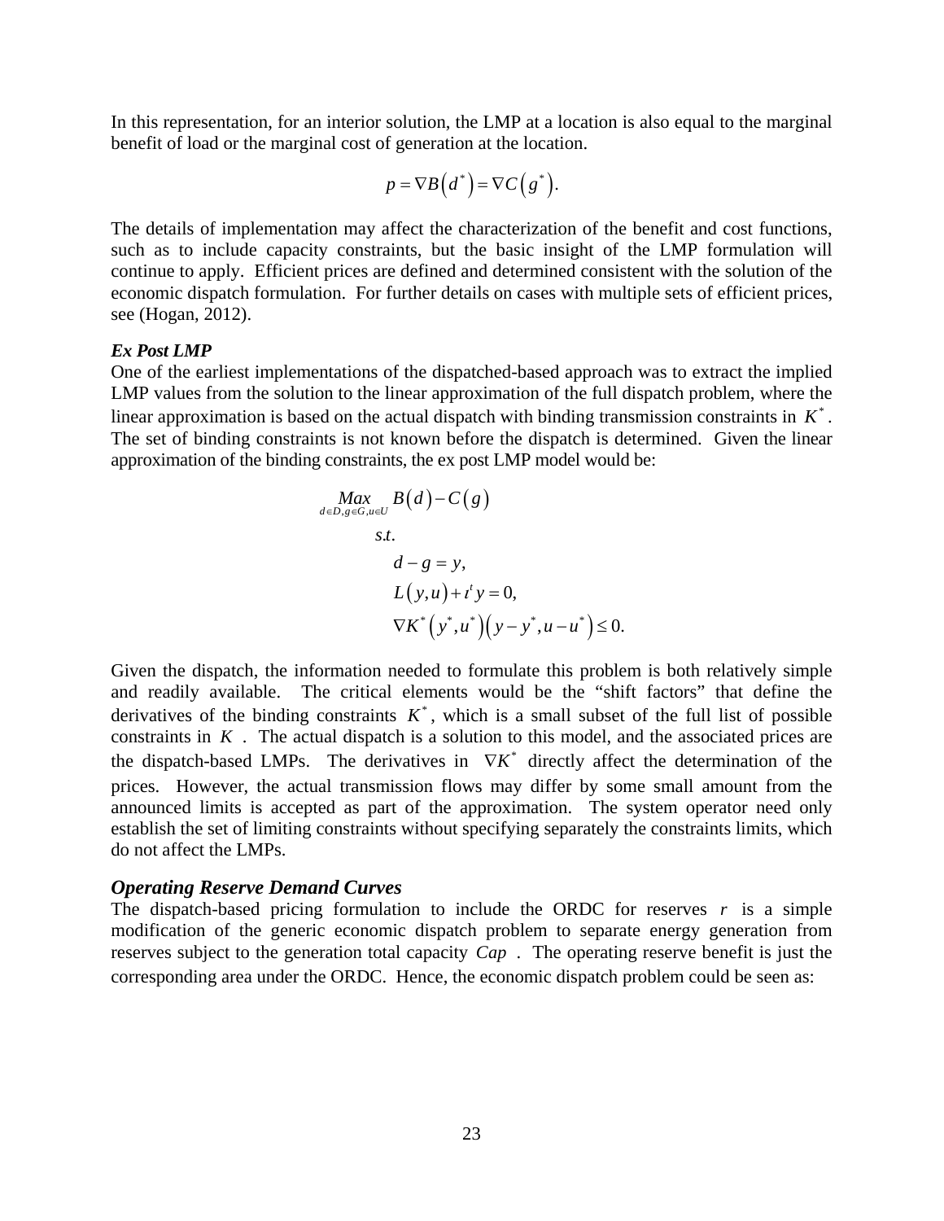In this representation, for an interior solution, the LMP at a location is also equal to the marginal benefit of load or the marginal cost of generation at the location.

$$p = \nabla B\left(d^*\right) = \nabla C\left(g^*\right).$$

The details of implementation may affect the characterization of the benefit and cost functions, such as to include capacity constraints, but the basic insight of the LMP formulation will continue to apply. Efficient prices are defined and determined consistent with the solution of the economic dispatch formulation. For further details on cases with multiple sets of efficient prices, see (Hogan, 2012).

***Ex Post LMP***

One of the earliest implementations of the dispatched-based approach was to extract the implied LMP values from the solution to the linear approximation of the full dispatch problem, where the linear approximation is based on the actual dispatch with binding transmission constraints in $K^*$. The set of binding constraints is not known before the dispatch is determined. Given the linear approximation of the binding constraints, the ex post LMP model would be:

$$\begin{aligned}
&\underset{d \in D, g \in G, u \in U}{Max} \; B\left(d\right) - C\left(g\right) \\
&\qquad s.t. \\
&\qquad\quad d - g = y, \\
&\qquad\quad L\left(y,u\right) + \iota^t y = 0, \\
&\qquad\quad \nabla K^*\left(y^*, u^*\right)\left(y - y^*, u - u^*\right) \leq 0.
\end{aligned}$$

Given the dispatch, the information needed to formulate this problem is both relatively simple and readily available. The critical elements would be the "shift factors" that define the derivatives of the binding constraints $K^*$, which is a small subset of the full list of possible constraints in $K$. The actual dispatch is a solution to this model, and the associated prices are the dispatch-based LMPs. The derivatives in $\nabla K^*$ directly affect the determination of the prices. However, the actual transmission flows may differ by some small amount from the announced limits is accepted as part of the approximation. The system operator need only establish the set of limiting constraints without specifying separately the constraints limits, which do not affect the LMPs.

### *Operating Reserve Demand Curves*

The dispatch-based pricing formulation to include the ORDC for reserves $r$ is a simple modification of the generic economic dispatch problem to separate energy generation from reserves subject to the generation total capacity $Cap$. The operating reserve benefit is just the corresponding area under the ORDC. Hence, the economic dispatch problem could be seen as: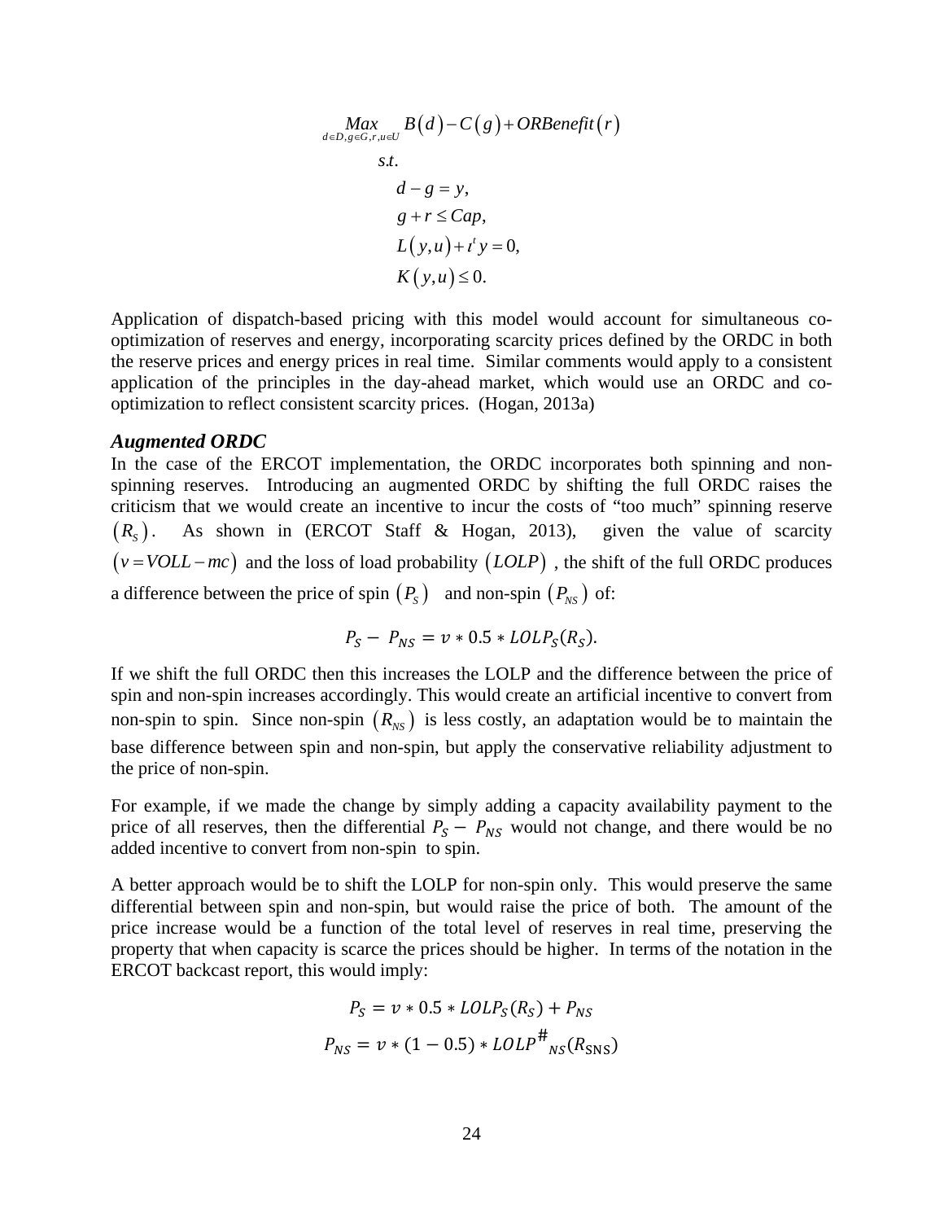$$
\begin{aligned}
&\underset{d \in D, g \in G, r, u \in U}{Max} \; B(d) - C(g) + ORBenefit(r) \\
&\quad s.t. \\
&\qquad d - g = y, \\
&\qquad g + r \le Cap, \\
&\qquad L(y,u) + \iota^t y = 0, \\
&\qquad K(y,u) \le 0.
\end{aligned}
$$

Application of dispatch-based pricing with this model would account for simultaneous co-optimization of reserves and energy, incorporating scarcity prices defined by the ORDC in both the reserve prices and energy prices in real time. Similar comments would apply to a consistent application of the principles in the day-ahead market, which would use an ORDC and co-optimization to reflect consistent scarcity prices. (Hogan, 2013a)

***Augmented ORDC***

In the case of the ERCOT implementation, the ORDC incorporates both spinning and non-spinning reserves. Introducing an augmented ORDC by shifting the full ORDC raises the criticism that we would create an incentive to incur the costs of "too much" spinning reserve $(R_S)$. As shown in (ERCOT Staff & Hogan, 2013), given the value of scarcity $(v = VOLL - mc)$ and the loss of load probability $(LOLP)$, the shift of the full ORDC produces a difference between the price of spin $(P_S)$ and non-spin $(P_{NS})$ of:

$$P_S - P_{NS} = v * 0.5 * LOLP_S(R_S).$$

If we shift the full ORDC then this increases the LOLP and the difference between the price of spin and non-spin increases accordingly. This would create an artificial incentive to convert from non-spin to spin. Since non-spin $(R_{NS})$ is less costly, an adaptation would be to maintain the base difference between spin and non-spin, but apply the conservative reliability adjustment to the price of non-spin.

For example, if we made the change by simply adding a capacity availability payment to the price of all reserves, then the differential $P_S - P_{NS}$ would not change, and there would be no added incentive to convert from non-spin to spin.

A better approach would be to shift the LOLP for non-spin only. This would preserve the same differential between spin and non-spin, but would raise the price of both. The amount of the price increase would be a function of the total level of reserves in real time, preserving the property that when capacity is scarce the prices should be higher. In terms of the notation in the ERCOT backcast report, this would imply:

$$P_S = v * 0.5 * LOLP_S(R_S) + P_{NS}$$

$$P_{NS} = v * (1 - 0.5) * LOLP^{\#}{}_{NS}(R_{\text{SNS}})$$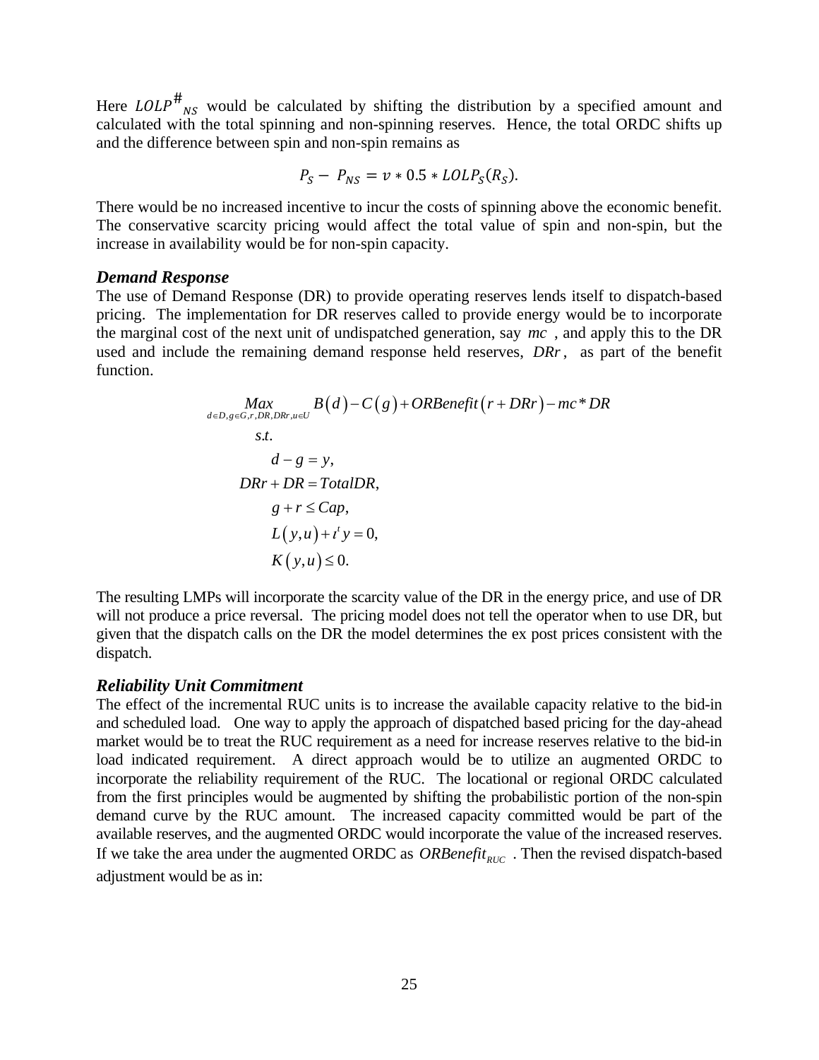Here $LOLP^{\#}_{NS}$ would be calculated by shifting the distribution by a specified amount and calculated with the total spinning and non-spinning reserves. Hence, the total ORDC shifts up and the difference between spin and non-spin remains as

$$P_S - P_{NS} = v * 0.5 * LOLP_S(R_S).$$

There would be no increased incentive to incur the costs of spinning above the economic benefit. The conservative scarcity pricing would affect the total value of spin and non-spin, but the increase in availability would be for non-spin capacity.

### *Demand Response*

The use of Demand Response (DR) to provide operating reserves lends itself to dispatch-based pricing. The implementation for DR reserves called to provide energy would be to incorporate the marginal cost of the next unit of undispatched generation, say $mc$ , and apply this to the DR used and include the remaining demand response held reserves, $DRr$, as part of the benefit function.

$$
\begin{aligned}
\underset{d \in D, g \in G, r, DR, DRr, u \in U}{Max} \quad & B(d) - C(g) + ORBenefit(r + DRr) - mc * DR \\
s.t. \quad & \\
& d - g = y, \\
& DRr + DR = TotalDR, \\
& g + r \leq Cap, \\
& L(y,u) + \iota^t y = 0, \\
& K(y,u) \leq 0.
\end{aligned}
$$

The resulting LMPs will incorporate the scarcity value of the DR in the energy price, and use of DR will not produce a price reversal. The pricing model does not tell the operator when to use DR, but given that the dispatch calls on the DR the model determines the ex post prices consistent with the dispatch.

### *Reliability Unit Commitment*

The effect of the incremental RUC units is to increase the available capacity relative to the bid-in and scheduled load. One way to apply the approach of dispatched based pricing for the day-ahead market would be to treat the RUC requirement as a need for increase reserves relative to the bid-in load indicated requirement. A direct approach would be to utilize an augmented ORDC to incorporate the reliability requirement of the RUC. The locational or regional ORDC calculated from the first principles would be augmented by shifting the probabilistic portion of the non-spin demand curve by the RUC amount. The increased capacity committed would be part of the available reserves, and the augmented ORDC would incorporate the value of the increased reserves. If we take the area under the augmented ORDC as $ORBenefit_{RUC}$ . Then the revised dispatch-based adjustment would be as in: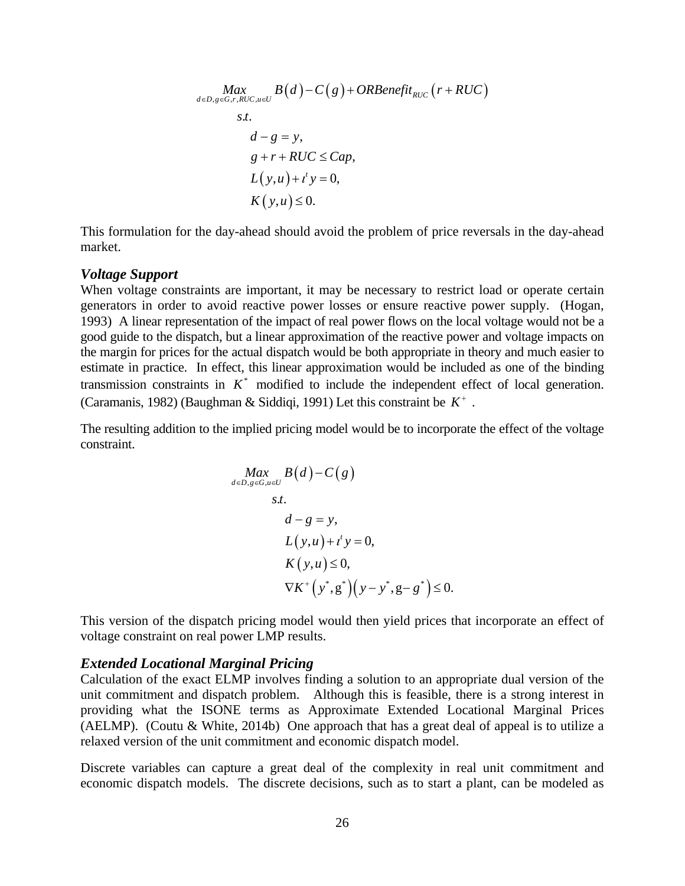$$
\begin{aligned}
\underset{d \in D, g \in G, r, RUC, u \in U}{Max} \; & B(d) - C(g) + ORBenefit_{RUC}(r + RUC) \\
s.t. \quad & \\
& d - g = y, \\
& g + r + RUC \le Cap, \\
& L(y,u) + \iota^t y = 0, \\
& K(y,u) \le 0.
\end{aligned}
$$

This formulation for the day-ahead should avoid the problem of price reversals in the day-ahead market.

### *Voltage Support*

When voltage constraints are important, it may be necessary to restrict load or operate certain generators in order to avoid reactive power losses or ensure reactive power supply. (Hogan, 1993) A linear representation of the impact of real power flows on the local voltage would not be a good guide to the dispatch, but a linear approximation of the reactive power and voltage impacts on the margin for prices for the actual dispatch would be both appropriate in theory and much easier to estimate in practice. In effect, this linear approximation would be included as one of the binding transmission constraints in $K^*$ modified to include the independent effect of local generation. (Caramanis, 1982) (Baughman & Siddiqi, 1991) Let this constraint be $K^+$ .

The resulting addition to the implied pricing model would be to incorporate the effect of the voltage constraint.

$$
\begin{aligned}
\underset{d \in D, g \in G, u \in U}{Max} \; & B(d) - C(g) \\
s.t. \quad & \\
& d - g = y, \\
& L(y,u) + \iota^t y = 0, \\
& K(y,u) \le 0, \\
& \nabla K^+(y^*, g^*)(y - y^*, g - g^*) \le 0.
\end{aligned}
$$

This version of the dispatch pricing model would then yield prices that incorporate an effect of voltage constraint on real power LMP results.

### *Extended Locational Marginal Pricing*

Calculation of the exact ELMP involves finding a solution to an appropriate dual version of the unit commitment and dispatch problem. Although this is feasible, there is a strong interest in providing what the ISONE terms as Approximate Extended Locational Marginal Prices (AELMP). (Coutu & White, 2014b) One approach that has a great deal of appeal is to utilize a relaxed version of the unit commitment and economic dispatch model.

Discrete variables can capture a great deal of the complexity in real unit commitment and economic dispatch models. The discrete decisions, such as to start a plant, can be modeled as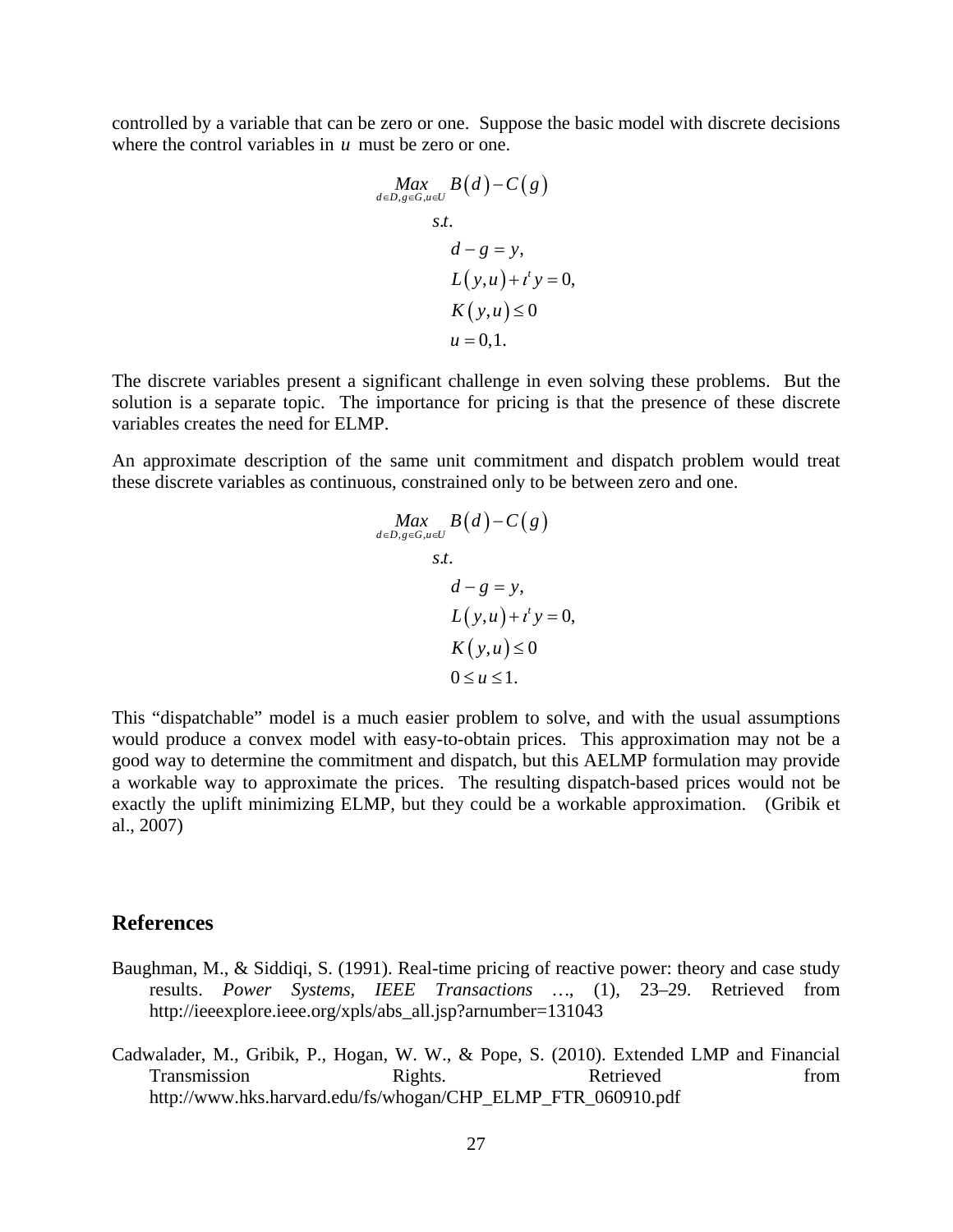controlled by a variable that can be zero or one. Suppose the basic model with discrete decisions where the control variables in $u$ must be zero or one.

$$
\begin{aligned}
&\underset{d\in D, g\in G, u\in U}{Max} \; B(d) - C(g) \\
&\quad s.t. \\
&\qquad d - g = y, \\
&\qquad L(y,u) + \iota^t y = 0, \\
&\qquad K(y,u) \leq 0 \\
&\qquad u = 0,1.
\end{aligned}
$$

The discrete variables present a significant challenge in even solving these problems. But the solution is a separate topic. The importance for pricing is that the presence of these discrete variables creates the need for ELMP.

An approximate description of the same unit commitment and dispatch problem would treat these discrete variables as continuous, constrained only to be between zero and one.

$$
\begin{aligned}
&\underset{d\in D, g\in G, u\in U}{Max} \; B(d) - C(g) \\
&\quad s.t. \\
&\qquad d - g = y, \\
&\qquad L(y,u) + \iota^t y = 0, \\
&\qquad K(y,u) \leq 0 \\
&\qquad 0 \leq u \leq 1.
\end{aligned}
$$

This "dispatchable" model is a much easier problem to solve, and with the usual assumptions would produce a convex model with easy-to-obtain prices. This approximation may not be a good way to determine the commitment and dispatch, but this AELMP formulation may provide a workable way to approximate the prices. The resulting dispatch-based prices would not be exactly the uplift minimizing ELMP, but they could be a workable approximation. (Gribik et al., 2007)

## References

Baughman, M., & Siddiqi, S. (1991). Real-time pricing of reactive power: theory and case study results. *Power Systems, IEEE Transactions …*, (1), 23–29. Retrieved from http://ieeexplore.ieee.org/xpls/abs_all.jsp?arnumber=131043

Cadwalader, M., Gribik, P., Hogan, W. W., & Pope, S. (2010). Extended LMP and Financial Transmission Rights. Retrieved from http://www.hks.harvard.edu/fs/whogan/CHP_ELMP_FTR_060910.pdf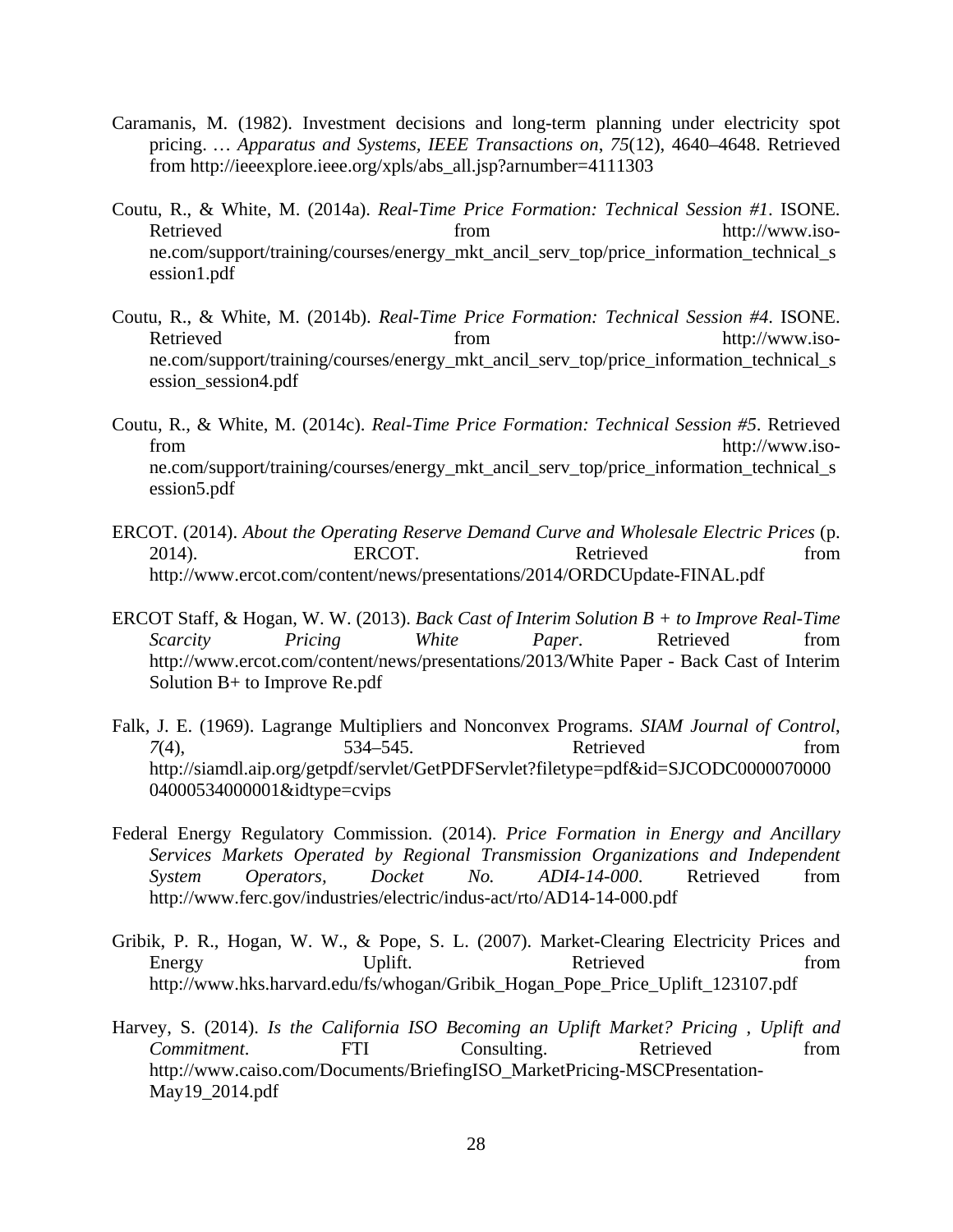Caramanis, M. (1982). Investment decisions and long-term planning under electricity spot pricing. … *Apparatus and Systems, IEEE Transactions on*, *75*(12), 4640–4648. Retrieved from http://ieeexplore.ieee.org/xpls/abs_all.jsp?arnumber=4111303

Coutu, R., & White, M. (2014a). *Real-Time Price Formation: Technical Session #1*. ISONE. Retrieved from http://www.iso-ne.com/support/training/courses/energy_mkt_ancil_serv_top/price_information_technical_session1.pdf

Coutu, R., & White, M. (2014b). *Real-Time Price Formation: Technical Session #4*. ISONE. Retrieved from http://www.iso-ne.com/support/training/courses/energy_mkt_ancil_serv_top/price_information_technical_session_session4.pdf

Coutu, R., & White, M. (2014c). *Real-Time Price Formation: Technical Session #5*. Retrieved from http://www.iso-ne.com/support/training/courses/energy_mkt_ancil_serv_top/price_information_technical_session5.pdf

ERCOT. (2014). *About the Operating Reserve Demand Curve and Wholesale Electric Prices* (p. 2014). ERCOT. Retrieved from http://www.ercot.com/content/news/presentations/2014/ORDCUpdate-FINAL.pdf

ERCOT Staff, & Hogan, W. W. (2013). *Back Cast of Interim Solution B + to Improve Real-Time Scarcity Pricing White Paper*. Retrieved from http://www.ercot.com/content/news/presentations/2013/White Paper - Back Cast of Interim Solution B+ to Improve Re.pdf

Falk, J. E. (1969). Lagrange Multipliers and Nonconvex Programs. *SIAM Journal of Control*, *7*(4), 534–545. Retrieved from http://siamdl.aip.org/getpdf/servlet/GetPDFServlet?filetype=pdf&id=SJCODC000007000004000534000001&idtype=cvips

Federal Energy Regulatory Commission. (2014). *Price Formation in Energy and Ancillary Services Markets Operated by Regional Transmission Organizations and Independent System Operators, Docket No. ADI4-14-000*. Retrieved from http://www.ferc.gov/industries/electric/indus-act/rto/AD14-14-000.pdf

Gribik, P. R., Hogan, W. W., & Pope, S. L. (2007). Market-Clearing Electricity Prices and Energy Uplift. Retrieved from http://www.hks.harvard.edu/fs/whogan/Gribik_Hogan_Pope_Price_Uplift_123107.pdf

Harvey, S. (2014). *Is the California ISO Becoming an Uplift Market? Pricing , Uplift and Commitment*. FTI Consulting. Retrieved from http://www.caiso.com/Documents/BriefingISO_MarketPricing-MSCPresentation-May19_2014.pdf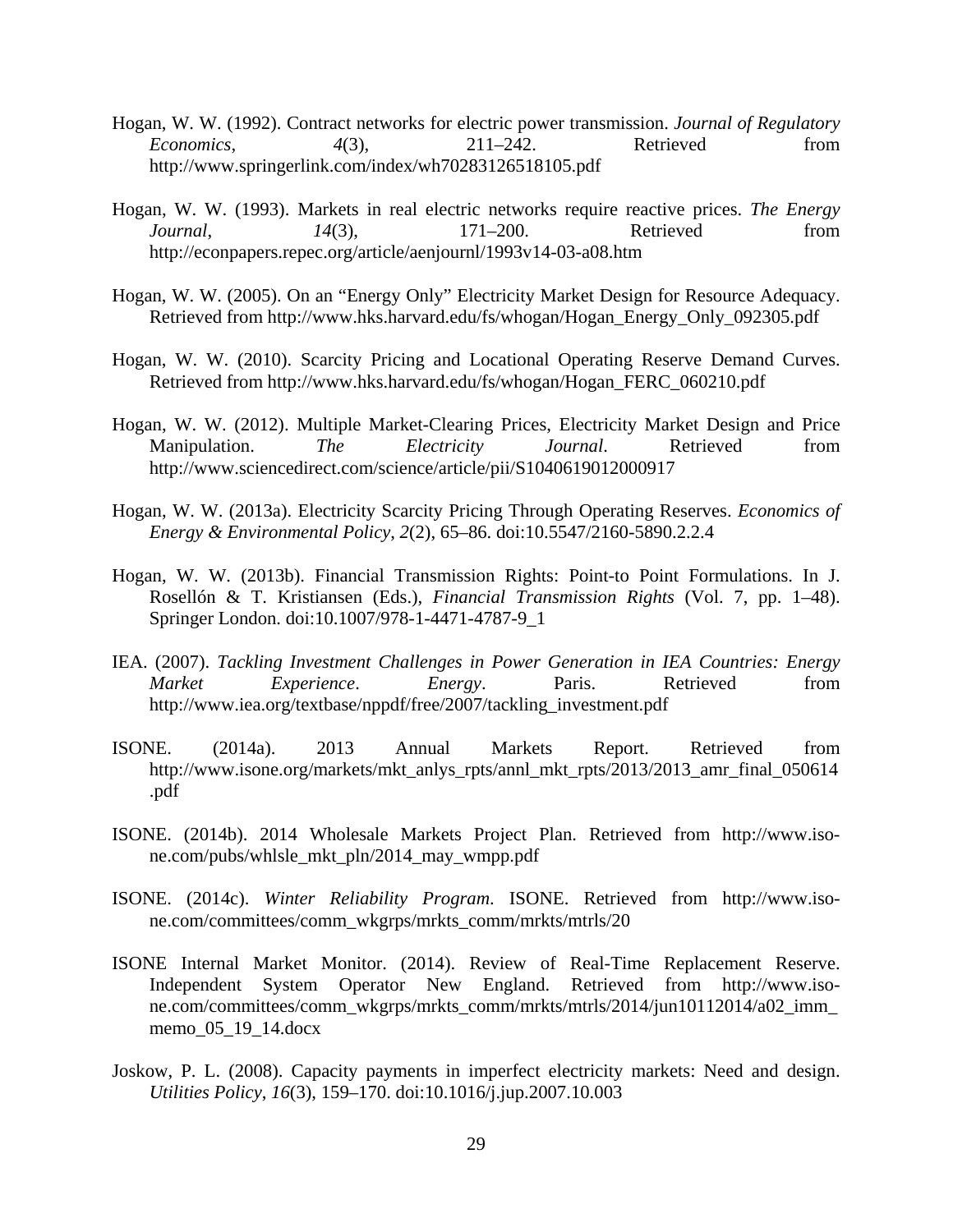Hogan, W. W. (1992). Contract networks for electric power transmission. *Journal of Regulatory Economics*, *4*(3), 211–242. Retrieved from http://www.springerlink.com/index/wh70283126518105.pdf

Hogan, W. W. (1993). Markets in real electric networks require reactive prices. *The Energy Journal*, *14*(3), 171–200. Retrieved from http://econpapers.repec.org/article/aenjournl/1993v14-03-a08.htm

Hogan, W. W. (2005). On an "Energy Only" Electricity Market Design for Resource Adequacy. Retrieved from http://www.hks.harvard.edu/fs/whogan/Hogan_Energy_Only_092305.pdf

Hogan, W. W. (2010). Scarcity Pricing and Locational Operating Reserve Demand Curves. Retrieved from http://www.hks.harvard.edu/fs/whogan/Hogan_FERC_060210.pdf

Hogan, W. W. (2012). Multiple Market-Clearing Prices, Electricity Market Design and Price Manipulation. *The Electricity Journal*. Retrieved from http://www.sciencedirect.com/science/article/pii/S1040619012000917

Hogan, W. W. (2013a). Electricity Scarcity Pricing Through Operating Reserves. *Economics of Energy & Environmental Policy*, *2*(2), 65–86. doi:10.5547/2160-5890.2.2.4

Hogan, W. W. (2013b). Financial Transmission Rights: Point-to Point Formulations. In J. Rosellón & T. Kristiansen (Eds.), *Financial Transmission Rights* (Vol. 7, pp. 1–48). Springer London. doi:10.1007/978-1-4471-4787-9_1

IEA. (2007). *Tackling Investment Challenges in Power Generation in IEA Countries: Energy Market Experience*. *Energy*. Paris. Retrieved from http://www.iea.org/textbase/nppdf/free/2007/tackling_investment.pdf

ISONE. (2014a). 2013 Annual Markets Report. Retrieved from http://www.isone.org/markets/mkt_anlys_rpts/annl_mkt_rpts/2013/2013_amr_final_050614.pdf

ISONE. (2014b). 2014 Wholesale Markets Project Plan. Retrieved from http://www.iso-ne.com/pubs/whlsle_mkt_pln/2014_may_wmpp.pdf

ISONE. (2014c). *Winter Reliability Program*. ISONE. Retrieved from http://www.iso-ne.com/committees/comm_wkgrps/mrkts_comm/mrkts/mtrls/20

ISONE Internal Market Monitor. (2014). Review of Real-Time Replacement Reserve. Independent System Operator New England. Retrieved from http://www.iso-ne.com/committees/comm_wkgrps/mrkts_comm/mrkts/mtrls/2014/jun10112014/a02_imm_memo_05_19_14.docx

Joskow, P. L. (2008). Capacity payments in imperfect electricity markets: Need and design. *Utilities Policy*, *16*(3), 159–170. doi:10.1016/j.jup.2007.10.003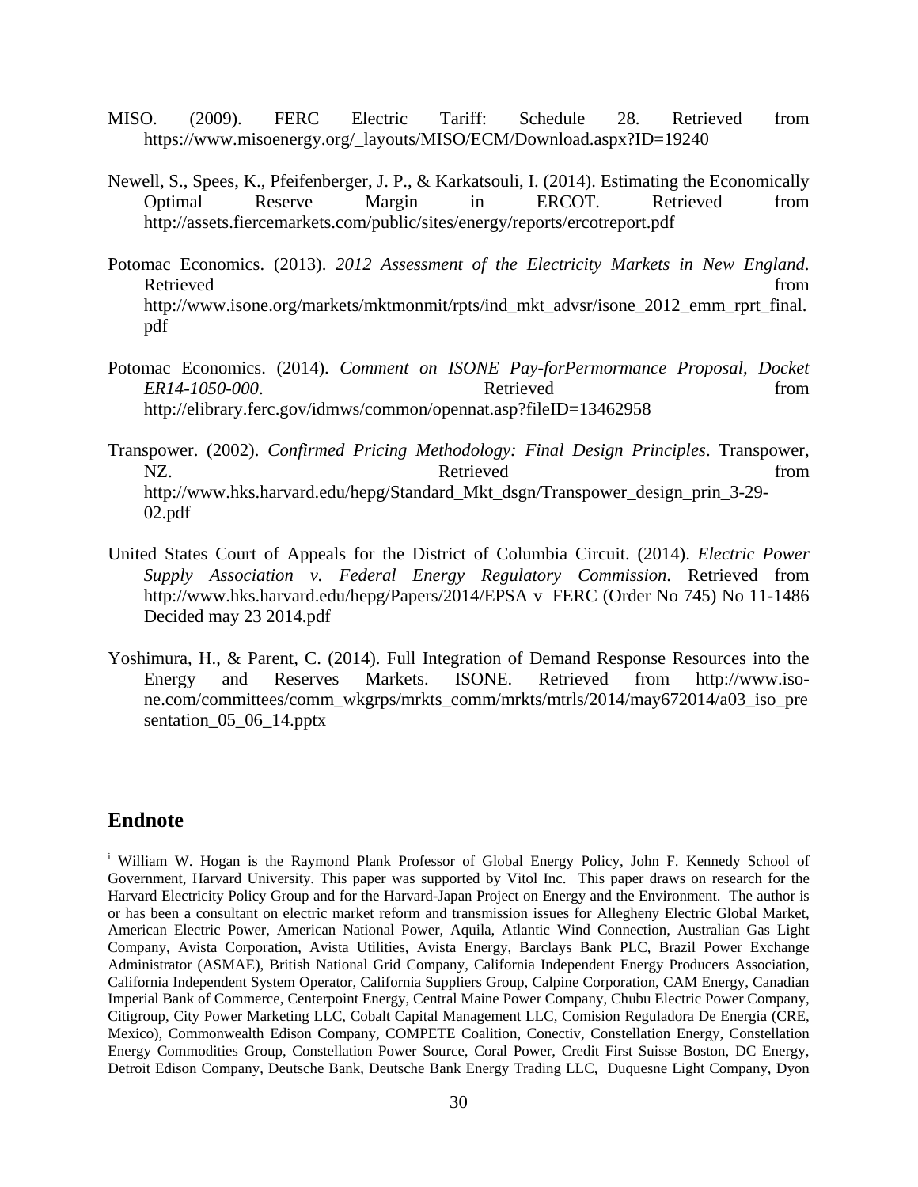MISO. (2009). FERC Electric Tariff: Schedule 28. Retrieved from https://www.misoenergy.org/_layouts/MISO/ECM/Download.aspx?ID=19240

Newell, S., Spees, K., Pfeifenberger, J. P., & Karkatsouli, I. (2014). Estimating the Economically Optimal Reserve Margin in ERCOT. Retrieved from http://assets.fiercemarkets.com/public/sites/energy/reports/ercotreport.pdf

Potomac Economics. (2013). *2012 Assessment of the Electricity Markets in New England*. Retrieved from http://www.isone.org/markets/mktmonmit/rpts/ind_mkt_advsr/isone_2012_emm_rprt_final.pdf

Potomac Economics. (2014). *Comment on ISONE Pay-forPermormance Proposal, Docket ER14-1050-000*. Retrieved from http://elibrary.ferc.gov/idmws/common/opennat.asp?fileID=13462958

Transpower. (2002). *Confirmed Pricing Methodology: Final Design Principles*. Transpower, NZ. Retrieved from http://www.hks.harvard.edu/hepg/Standard_Mkt_dsgn/Transpower_design_prin_3-29-02.pdf

United States Court of Appeals for the District of Columbia Circuit. (2014). *Electric Power Supply Association v. Federal Energy Regulatory Commission*. Retrieved from http://www.hks.harvard.edu/hepg/Papers/2014/EPSA v FERC (Order No 745) No 11-1486 Decided may 23 2014.pdf

Yoshimura, H., & Parent, C. (2014). Full Integration of Demand Response Resources into the Energy and Reserves Markets. ISONE. Retrieved from http://www.iso-ne.com/committees/comm_wkgrps/mrkts_comm/mrkts/mtrls/2014/may672014/a03_iso_presentation_05_06_14.pptx

## Endnote

[i] William W. Hogan is the Raymond Plank Professor of Global Energy Policy, John F. Kennedy School of Government, Harvard University. This paper was supported by Vitol Inc. This paper draws on research for the Harvard Electricity Policy Group and for the Harvard-Japan Project on Energy and the Environment. The author is or has been a consultant on electric market reform and transmission issues for Allegheny Electric Global Market, American Electric Power, American National Power, Aquila, Atlantic Wind Connection, Australian Gas Light Company, Avista Corporation, Avista Utilities, Avista Energy, Barclays Bank PLC, Brazil Power Exchange Administrator (ASMAE), British National Grid Company, California Independent Energy Producers Association, California Independent System Operator, California Suppliers Group, Calpine Corporation, CAM Energy, Canadian Imperial Bank of Commerce, Centerpoint Energy, Central Maine Power Company, Chubu Electric Power Company, Citigroup, City Power Marketing LLC, Cobalt Capital Management LLC, Comision Reguladora De Energia (CRE, Mexico), Commonwealth Edison Company, COMPETE Coalition, Conectiv, Constellation Energy, Constellation Energy Commodities Group, Constellation Power Source, Coral Power, Credit First Suisse Boston, DC Energy, Detroit Edison Company, Deutsche Bank, Deutsche Bank Energy Trading LLC, Duquesne Light Company, Dyon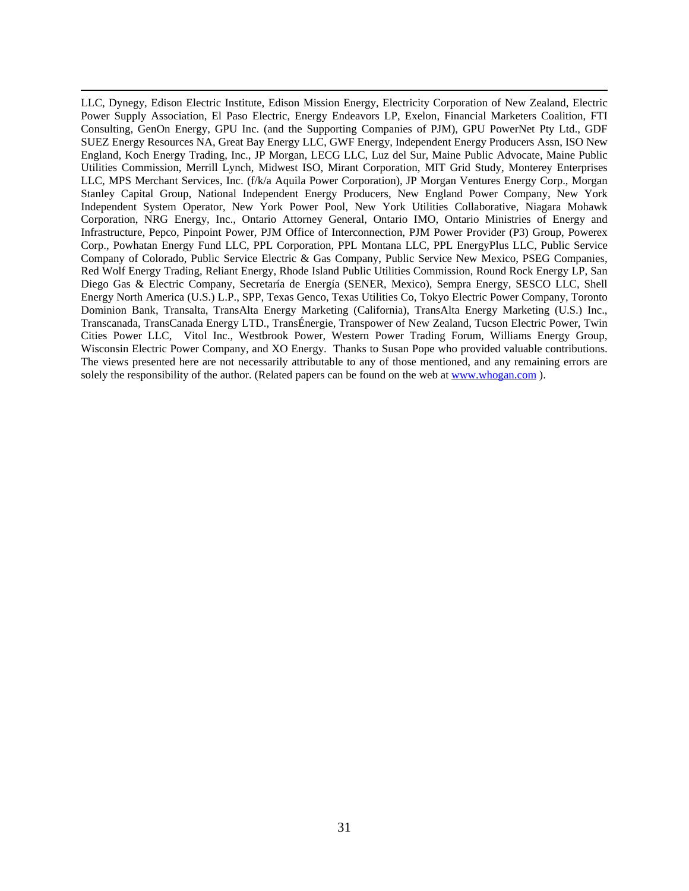LLC, Dynegy, Edison Electric Institute, Edison Mission Energy, Electricity Corporation of New Zealand, Electric Power Supply Association, El Paso Electric, Energy Endeavors LP, Exelon, Financial Marketers Coalition, FTI Consulting, GenOn Energy, GPU Inc. (and the Supporting Companies of PJM), GPU PowerNet Pty Ltd., GDF SUEZ Energy Resources NA, Great Bay Energy LLC, GWF Energy, Independent Energy Producers Assn, ISO New England, Koch Energy Trading, Inc., JP Morgan, LECG LLC, Luz del Sur, Maine Public Advocate, Maine Public Utilities Commission, Merrill Lynch, Midwest ISO, Mirant Corporation, MIT Grid Study, Monterey Enterprises LLC, MPS Merchant Services, Inc. (f/k/a Aquila Power Corporation), JP Morgan Ventures Energy Corp., Morgan Stanley Capital Group, National Independent Energy Producers, New England Power Company, New York Independent System Operator, New York Power Pool, New York Utilities Collaborative, Niagara Mohawk Corporation, NRG Energy, Inc., Ontario Attorney General, Ontario IMO, Ontario Ministries of Energy and Infrastructure, Pepco, Pinpoint Power, PJM Office of Interconnection, PJM Power Provider (P3) Group, Powerex Corp., Powhatan Energy Fund LLC, PPL Corporation, PPL Montana LLC, PPL EnergyPlus LLC, Public Service Company of Colorado, Public Service Electric & Gas Company, Public Service New Mexico, PSEG Companies, Red Wolf Energy Trading, Reliant Energy, Rhode Island Public Utilities Commission, Round Rock Energy LP, San Diego Gas & Electric Company, Secretaría de Energía (SENER, Mexico), Sempra Energy, SESCO LLC, Shell Energy North America (U.S.) L.P., SPP, Texas Genco, Texas Utilities Co, Tokyo Electric Power Company, Toronto Dominion Bank, Transalta, TransAlta Energy Marketing (California), TransAlta Energy Marketing (U.S.) Inc., Transcanada, TransCanada Energy LTD., TransÉnergie, Transpower of New Zealand, Tucson Electric Power, Twin Cities Power LLC, Vitol Inc., Westbrook Power, Western Power Trading Forum, Williams Energy Group, Wisconsin Electric Power Company, and XO Energy. Thanks to Susan Pope who provided valuable contributions. The views presented here are not necessarily attributable to any of those mentioned, and any remaining errors are solely the responsibility of the author. (Related papers can be found on the web at [www.whogan.com](http://www.whogan.com) ).